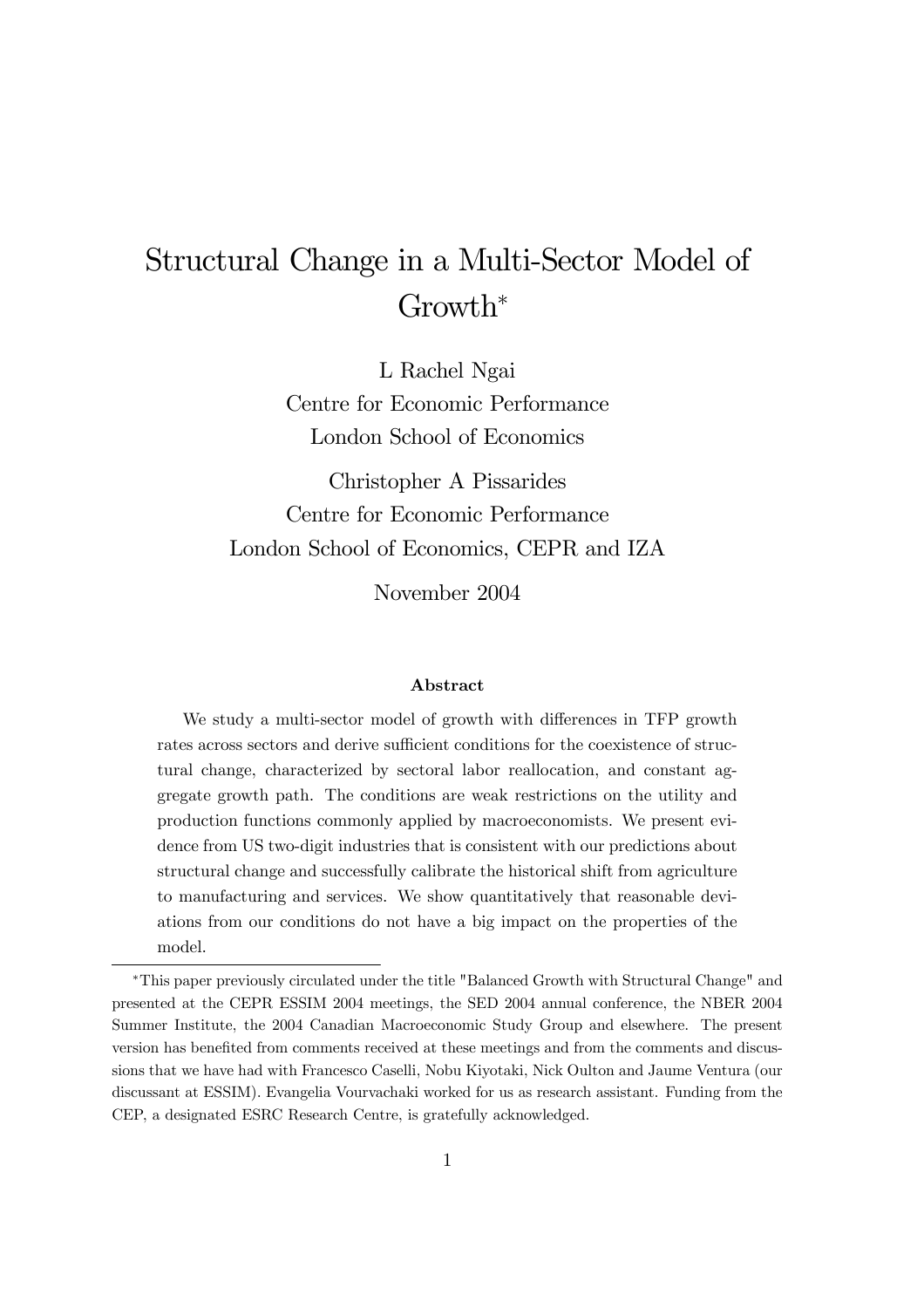# Structural Change in a Multi-Sector Model of Growth*

L Rachel Ngai
Centre for Economic Performance
London School of Economics

Christopher A Pissarides
Centre for Economic Performance
London School of Economics, CEPR and IZA

November 2004

### Abstract

We study a multi-sector model of growth with differences in TFP growth rates across sectors and derive sufficient conditions for the coexistence of structural change, characterized by sectoral labor reallocation, and constant aggregate growth path. The conditions are weak restrictions on the utility and production functions commonly applied by macroeconomists. We present evidence from US two-digit industries that is consistent with our predictions about structural change and successfully calibrate the historical shift from agriculture to manufacturing and services. We show quantitatively that reasonable deviations from our conditions do not have a big impact on the properties of the model.

---

*This paper previously circulated under the title "Balanced Growth with Structural Change" and presented at the CEPR ESSIM 2004 meetings, the SED 2004 annual conference, the NBER 2004 Summer Institute, the 2004 Canadian Macroeconomic Study Group and elsewhere. The present version has benefited from comments received at these meetings and from the comments and discussions that we have had with Francesco Caselli, Nobu Kiyotaki, Nick Oulton and Jaume Ventura (our discussant at ESSIM). Evangelia Vourvachaki worked for us as research assistant. Funding from the CEP, a designated ESRC Research Centre, is gratefully acknowledged.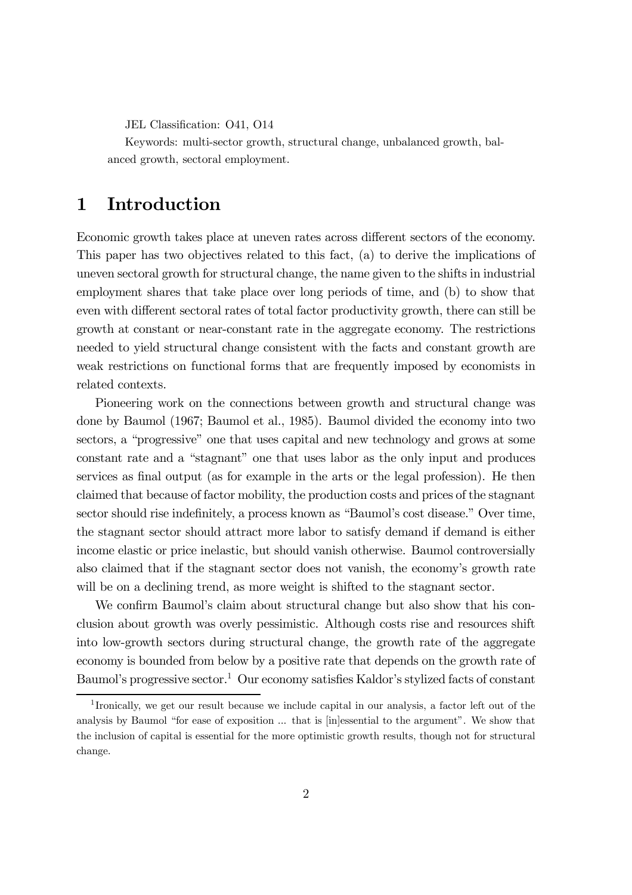JEL Classification: O41, O14

Keywords: multi-sector growth, structural change, unbalanced growth, balanced growth, sectoral employment.

# 1 Introduction

Economic growth takes place at uneven rates across different sectors of the economy. This paper has two objectives related to this fact, (a) to derive the implications of uneven sectoral growth for structural change, the name given to the shifts in industrial employment shares that take place over long periods of time, and (b) to show that even with different sectoral rates of total factor productivity growth, there can still be growth at constant or near-constant rate in the aggregate economy. The restrictions needed to yield structural change consistent with the facts and constant growth are weak restrictions on functional forms that are frequently imposed by economists in related contexts.

Pioneering work on the connections between growth and structural change was done by Baumol (1967; Baumol et al., 1985). Baumol divided the economy into two sectors, a "progressive" one that uses capital and new technology and grows at some constant rate and a "stagnant" one that uses labor as the only input and produces services as final output (as for example in the arts or the legal profession). He then claimed that because of factor mobility, the production costs and prices of the stagnant sector should rise indefinitely, a process known as "Baumol's cost disease." Over time, the stagnant sector should attract more labor to satisfy demand if demand is either income elastic or price inelastic, but should vanish otherwise. Baumol controversially also claimed that if the stagnant sector does not vanish, the economy's growth rate will be on a declining trend, as more weight is shifted to the stagnant sector.

We confirm Baumol's claim about structural change but also show that his conclusion about growth was overly pessimistic. Although costs rise and resources shift into low-growth sectors during structural change, the growth rate of the aggregate economy is bounded from below by a positive rate that depends on the growth rate of Baumol's progressive sector.[1] Our economy satisfies Kaldor's stylized facts of constant

[1] Ironically, we get our result because we include capital in our analysis, a factor left out of the analysis by Baumol "for ease of exposition ... that is [in]essential to the argument". We show that the inclusion of capital is essential for the more optimistic growth results, though not for structural change.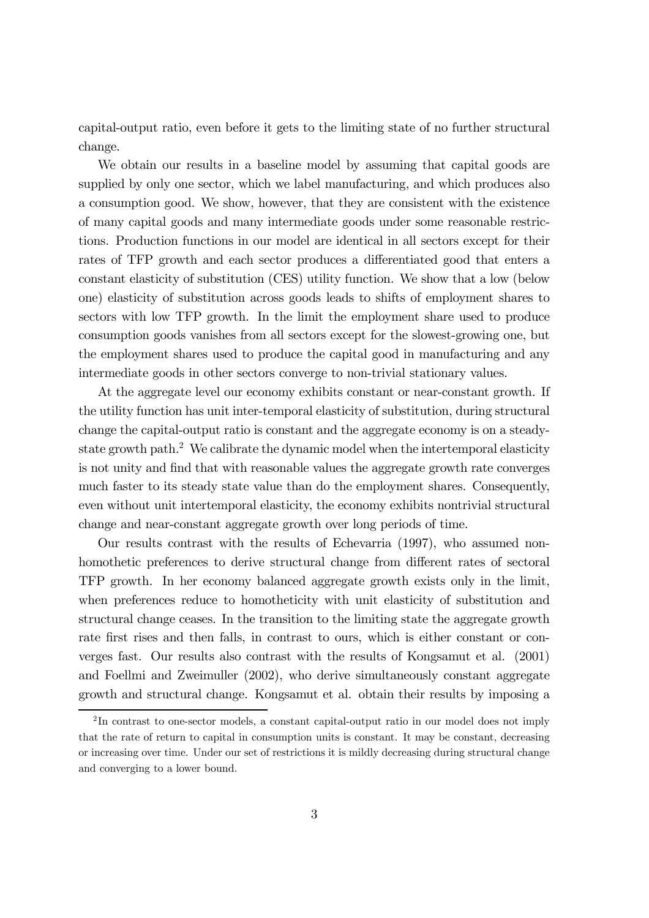capital-output ratio, even before it gets to the limiting state of no further structural change.

We obtain our results in a baseline model by assuming that capital goods are supplied by only one sector, which we label manufacturing, and which produces also a consumption good. We show, however, that they are consistent with the existence of many capital goods and many intermediate goods under some reasonable restrictions. Production functions in our model are identical in all sectors except for their rates of TFP growth and each sector produces a differentiated good that enters a constant elasticity of substitution (CES) utility function. We show that a low (below one) elasticity of substitution across goods leads to shifts of employment shares to sectors with low TFP growth. In the limit the employment share used to produce consumption goods vanishes from all sectors except for the slowest-growing one, but the employment shares used to produce the capital good in manufacturing and any intermediate goods in other sectors converge to non-trivial stationary values.

At the aggregate level our economy exhibits constant or near-constant growth. If the utility function has unit inter-temporal elasticity of substitution, during structural change the capital-output ratio is constant and the aggregate economy is on a steady-state growth path.[2] We calibrate the dynamic model when the intertemporal elasticity is not unity and find that with reasonable values the aggregate growth rate converges much faster to its steady state value than do the employment shares. Consequently, even without unit intertemporal elasticity, the economy exhibits nontrivial structural change and near-constant aggregate growth over long periods of time.

Our results contrast with the results of Echevarria (1997), who assumed non-homothetic preferences to derive structural change from different rates of sectoral TFP growth. In her economy balanced aggregate growth exists only in the limit, when preferences reduce to homotheticity with unit elasticity of substitution and structural change ceases. In the transition to the limiting state the aggregate growth rate first rises and then falls, in contrast to ours, which is either constant or converges fast. Our results also contrast with the results of Kongsamut et al. (2001) and Foellmi and Zweimuller (2002), who derive simultaneously constant aggregate growth and structural change. Kongsamut et al. obtain their results by imposing a

[2] In contrast to one-sector models, a constant capital-output ratio in our model does not imply that the rate of return to capital in consumption units is constant. It may be constant, decreasing or increasing over time. Under our set of restrictions it is mildly decreasing during structural change and converging to a lower bound.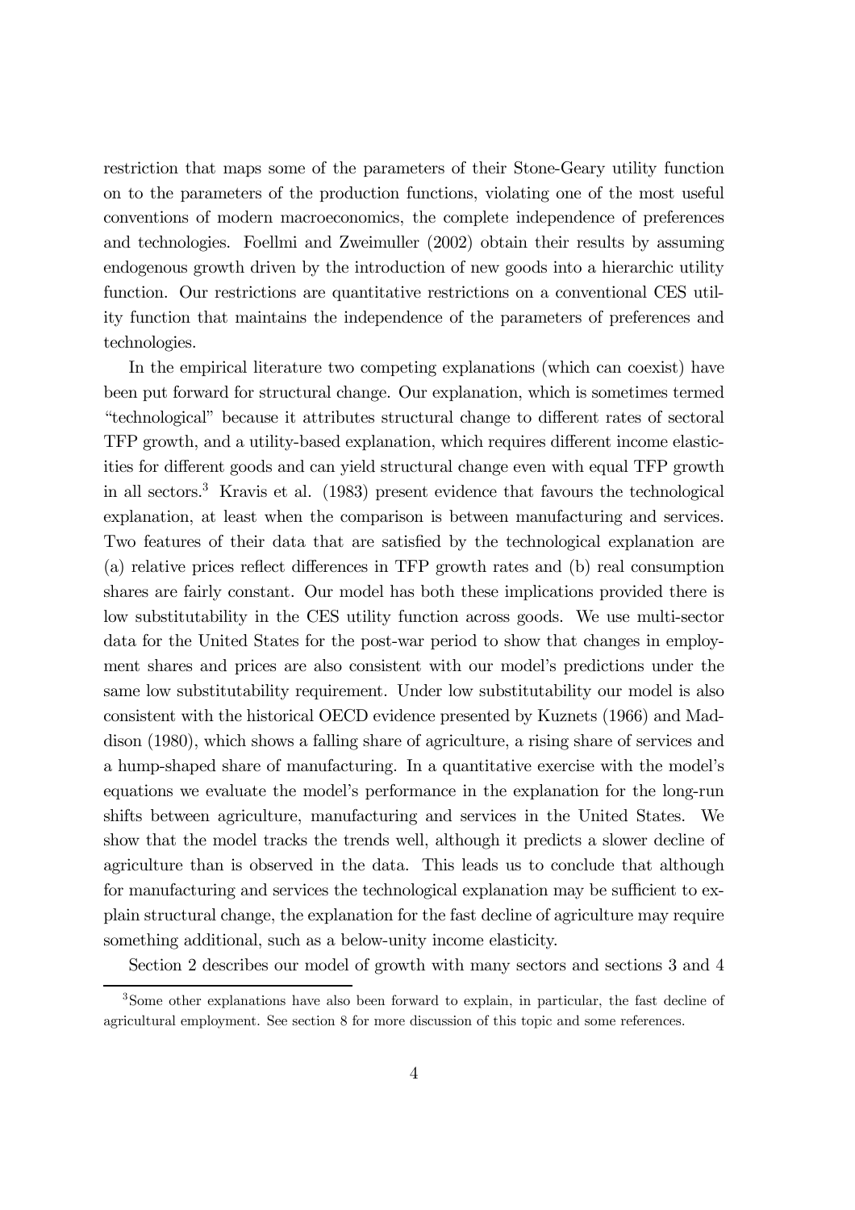restriction that maps some of the parameters of their Stone-Geary utility function on to the parameters of the production functions, violating one of the most useful conventions of modern macroeconomics, the complete independence of preferences and technologies. Foellmi and Zweimuller (2002) obtain their results by assuming endogenous growth driven by the introduction of new goods into a hierarchic utility function. Our restrictions are quantitative restrictions on a conventional CES utility function that maintains the independence of the parameters of preferences and technologies.

In the empirical literature two competing explanations (which can coexist) have been put forward for structural change. Our explanation, which is sometimes termed "technological" because it attributes structural change to different rates of sectoral TFP growth, and a utility-based explanation, which requires different income elasticities for different goods and can yield structural change even with equal TFP growth in all sectors.[3] Kravis et al. (1983) present evidence that favours the technological explanation, at least when the comparison is between manufacturing and services. Two features of their data that are satisfied by the technological explanation are (a) relative prices reflect differences in TFP growth rates and (b) real consumption shares are fairly constant. Our model has both these implications provided there is low substitutability in the CES utility function across goods. We use multi-sector data for the United States for the post-war period to show that changes in employment shares and prices are also consistent with our model's predictions under the same low substitutability requirement. Under low substitutability our model is also consistent with the historical OECD evidence presented by Kuznets (1966) and Maddison (1980), which shows a falling share of agriculture, a rising share of services and a hump-shaped share of manufacturing. In a quantitative exercise with the model's equations we evaluate the model's performance in the explanation for the long-run shifts between agriculture, manufacturing and services in the United States. We show that the model tracks the trends well, although it predicts a slower decline of agriculture than is observed in the data. This leads us to conclude that although for manufacturing and services the technological explanation may be sufficient to explain structural change, the explanation for the fast decline of agriculture may require something additional, such as a below-unity income elasticity.

Section 2 describes our model of growth with many sectors and sections 3 and 4

[3] Some other explanations have also been forward to explain, in particular, the fast decline of agricultural employment. See section 8 for more discussion of this topic and some references.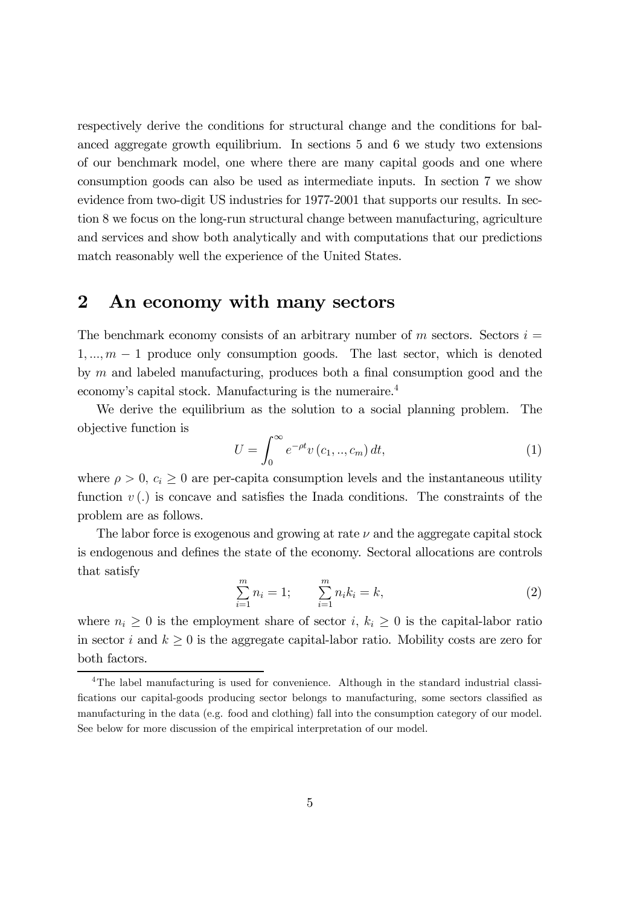respectively derive the conditions for structural change and the conditions for balanced aggregate growth equilibrium. In sections 5 and 6 we study two extensions of our benchmark model, one where there are many capital goods and one where consumption goods can also be used as intermediate inputs. In section 7 we show evidence from two-digit US industries for 1977-2001 that supports our results. In section 8 we focus on the long-run structural change between manufacturing, agriculture and services and show both analytically and with computations that our predictions match reasonably well the experience of the United States.

## 2 An economy with many sectors

The benchmark economy consists of an arbitrary number of $m$ sectors. Sectors $i = 1, ..., m-1$ produce only consumption goods. The last sector, which is denoted by $m$ and labeled manufacturing, produces both a final consumption good and the economy's capital stock. Manufacturing is the numeraire.[4]

We derive the equilibrium as the solution to a social planning problem. The objective function is

$$U = \int_0^\infty e^{-\rho t} v(c_1, .., c_m) \, dt, \tag{1}$$

where $\rho > 0$, $c_i \geq 0$ are per-capita consumption levels and the instantaneous utility function $v(.)$ is concave and satisfies the Inada conditions. The constraints of the problem are as follows.

The labor force is exogenous and growing at rate $\nu$ and the aggregate capital stock is endogenous and defines the state of the economy. Sectoral allocations are controls that satisfy

$$\sum_{i=1}^{m} n_i = 1; \qquad \sum_{i=1}^{m} n_i k_i = k, \tag{2}$$

where $n_i \geq 0$ is the employment share of sector $i$, $k_i \geq 0$ is the capital-labor ratio in sector $i$ and $k \geq 0$ is the aggregate capital-labor ratio. Mobility costs are zero for both factors.

[4] The label manufacturing is used for convenience. Although in the standard industrial classifications our capital-goods producing sector belongs to manufacturing, some sectors classified as manufacturing in the data (e.g. food and clothing) fall into the consumption category of our model. See below for more discussion of the empirical interpretation of our model.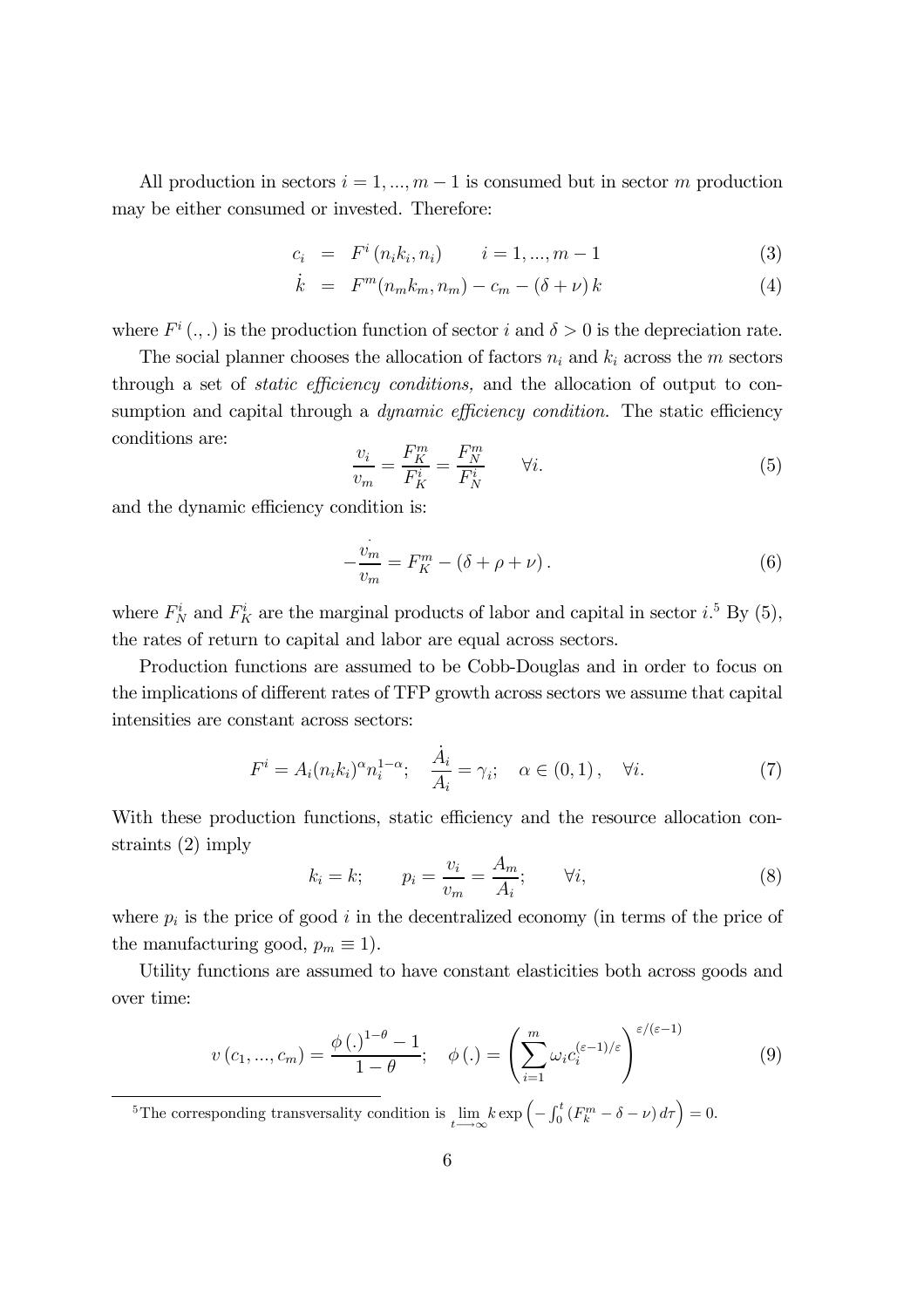All production in sectors $i = 1, ..., m-1$ is consumed but in sector $m$ production may be either consumed or invested. Therefore:

$$c_i = F^i(n_i k_i, n_i) \qquad i = 1, ..., m-1 \tag{3}$$

$$\dot{k} = F^m(n_m k_m, n_m) - c_m - (\delta + \nu) k \tag{4}$$

where $F^i(.,.)$ is the production function of sector $i$ and $\delta > 0$ is the depreciation rate.

The social planner chooses the allocation of factors $n_i$ and $k_i$ across the $m$ sectors through a set of *static efficiency conditions,* and the allocation of output to consumption and capital through a *dynamic efficiency condition.* The static efficiency conditions are:

$$\frac{v_i}{v_m} = \frac{F_K^m}{F_K^i} = \frac{F_N^m}{F_N^i} \qquad \forall i. \tag{5}$$

and the dynamic efficiency condition is:

$$-\frac{\dot{v}_m}{v_m} = F_K^m - (\delta + \rho + \nu). \tag{6}$$

where $F_N^i$ and $F_K^i$ are the marginal products of labor and capital in sector $i$.[5] By (5), the rates of return to capital and labor are equal across sectors.

Production functions are assumed to be Cobb-Douglas and in order to focus on the implications of different rates of TFP growth across sectors we assume that capital intensities are constant across sectors:

$$F^i = A_i (n_i k_i)^\alpha n_i^{1-\alpha}; \quad \frac{\dot{A}_i}{A_i} = \gamma_i; \quad \alpha \in (0,1), \quad \forall i. \tag{7}$$

With these production functions, static efficiency and the resource allocation constraints (2) imply

$$k_i = k; \qquad p_i = \frac{v_i}{v_m} = \frac{A_m}{A_i}; \qquad \forall i, \tag{8}$$

where $p_i$ is the price of good $i$ in the decentralized economy (in terms of the price of the manufacturing good, $p_m \equiv 1$).

Utility functions are assumed to have constant elasticities both across goods and over time:

$$v(c_1, ..., c_m) = \frac{\phi(.)^{1-\theta} - 1}{1-\theta}; \quad \phi(.) = \left( \sum_{i=1}^{m} \omega_i c_i^{(\varepsilon-1)/\varepsilon} \right)^{\varepsilon/(\varepsilon-1)} \tag{9}$$

[5] The corresponding transversality condition is $\lim_{t \longrightarrow \infty} k \exp\left(-\int_0^t (F_k^m - \delta - \nu) \, d\tau\right) = 0$.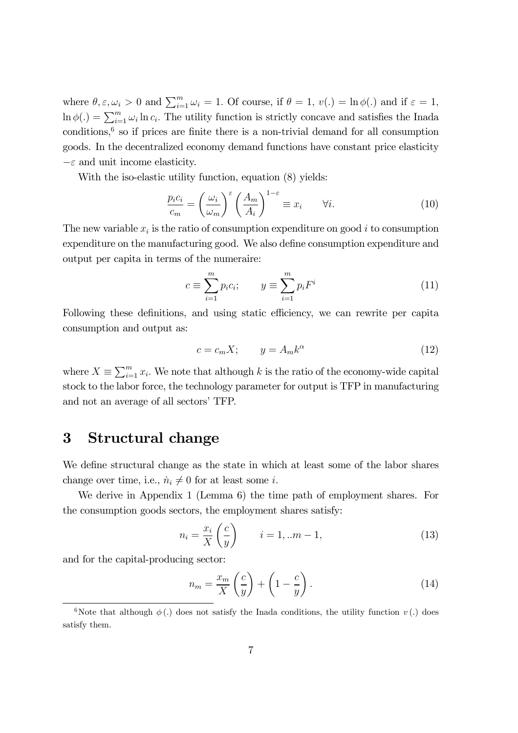where $\theta, \varepsilon, \omega_i > 0$ and $\sum_{i=1}^{m} \omega_i = 1$. Of course, if $\theta = 1$, $v(.) = \ln \phi(.)$ and if $\varepsilon = 1$, $\ln \phi(.) = \sum_{i=1}^{m} \omega_i \ln c_i$. The utility function is strictly concave and satisfies the Inada conditions,[6] so if prices are finite there is a non-trivial demand for all consumption goods. In the decentralized economy demand functions have constant price elasticity $-\varepsilon$ and unit income elasticity.

With the iso-elastic utility function, equation (8) yields:

$$\frac{p_i c_i}{c_m} = \left(\frac{\omega_i}{\omega_m}\right)^{\varepsilon} \left(\frac{A_m}{A_i}\right)^{1-\varepsilon} \equiv x_i \qquad \forall i. \tag{10}$$

The new variable $x_i$ is the ratio of consumption expenditure on good $i$ to consumption expenditure on the manufacturing good. We also define consumption expenditure and output per capita in terms of the numeraire:

$$c \equiv \sum_{i=1}^{m} p_i c_i; \qquad y \equiv \sum_{i=1}^{m} p_i F^i \tag{11}$$

Following these definitions, and using static efficiency, we can rewrite per capita consumption and output as:

$$c = c_m X; \qquad y = A_m k^{\alpha} \tag{12}$$

where $X \equiv \sum_{i=1}^{m} x_i$. We note that although $k$ is the ratio of the economy-wide capital stock to the labor force, the technology parameter for output is TFP in manufacturing and not an average of all sectors' TFP.

# 3 Structural change

We define structural change as the state in which at least some of the labor shares change over time, i.e., $\dot{n}_i \neq 0$ for at least some $i$.

We derive in Appendix 1 (Lemma 6) the time path of employment shares. For the consumption goods sectors, the employment shares satisfy:

$$n_i = \frac{x_i}{X} \left(\frac{c}{y}\right) \qquad i = 1, ..m-1, \tag{13}$$

and for the capital-producing sector:

$$n_m = \frac{x_m}{X} \left(\frac{c}{y}\right) + \left(1 - \frac{c}{y}\right). \tag{14}$$

[6] Note that although $\phi(.)$ does not satisfy the Inada conditions, the utility function $v(.)$ does satisfy them.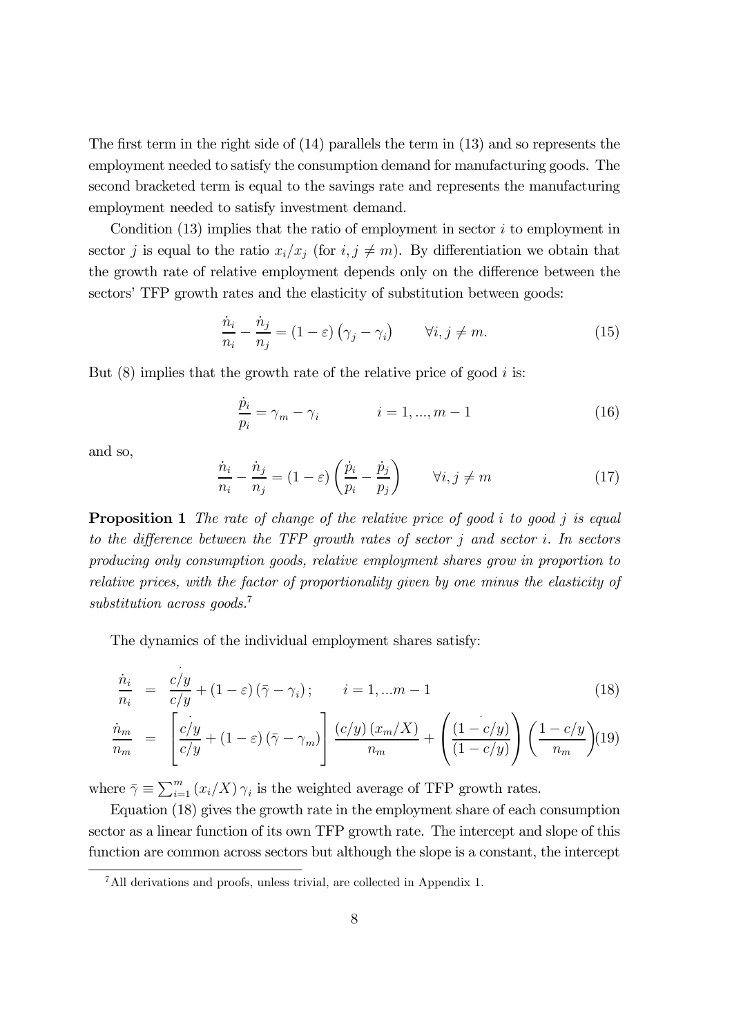The first term in the right side of (14) parallels the term in (13) and so represents the employment needed to satisfy the consumption demand for manufacturing goods. The second bracketed term is equal to the savings rate and represents the manufacturing employment needed to satisfy investment demand.

Condition (13) implies that the ratio of employment in sector $i$ to employment in sector $j$ is equal to the ratio $x_i/x_j$ (for $i, j \neq m$). By differentiation we obtain that the growth rate of relative employment depends only on the difference between the sectors' TFP growth rates and the elasticity of substitution between goods:

$$\frac{\dot{n}_i}{n_i} - \frac{\dot{n}_j}{n_j} = (1 - \varepsilon)\left(\gamma_j - \gamma_i\right) \qquad \forall i, j \neq m. \tag{15}$$

But (8) implies that the growth rate of the relative price of good $i$ is:

$$\frac{\dot{p}_i}{p_i} = \gamma_m - \gamma_i \qquad\qquad i = 1, ..., m - 1 \tag{16}$$

and so,

$$\frac{\dot{n}_i}{n_i} - \frac{\dot{n}_j}{n_j} = (1 - \varepsilon)\left(\frac{\dot{p}_i}{p_i} - \frac{\dot{p}_j}{p_j}\right) \qquad \forall i, j \neq m \tag{17}$$

**Proposition 1** *The rate of change of the relative price of good $i$ to good $j$ is equal to the difference between the TFP growth rates of sector $j$ and sector $i$. In sectors producing only consumption goods, relative employment shares grow in proportion to relative prices, with the factor of proportionality given by one minus the elasticity of substitution across goods.*[7]

The dynamics of the individual employment shares satisfy:

$$\frac{\dot{n}_i}{n_i} = \frac{\dot{\overline{c/y}}}{c/y} + (1 - \varepsilon)\left(\bar{\gamma} - \gamma_i\right); \qquad i = 1, ...m - 1 \tag{18}$$

$$\frac{\dot{n}_m}{n_m} = \left[\frac{\dot{\overline{c/y}}}{c/y} + (1 - \varepsilon)\left(\bar{\gamma} - \gamma_m\right)\right]\frac{(c/y)\left(x_m/X\right)}{n_m} + \left(\frac{\dot{\overline{(1 - c/y)}}}{(1 - c/y)}\right)\left(\frac{1 - c/y}{n_m}\right) \tag{19}$$

where $\bar{\gamma} \equiv \sum_{i=1}^{m} \left(x_i/X\right)\gamma_i$ is the weighted average of TFP growth rates.

Equation (18) gives the growth rate in the employment share of each consumption sector as a linear function of its own TFP growth rate. The intercept and slope of this function are common across sectors but although the slope is a constant, the intercept

[7] All derivations and proofs, unless trivial, are collected in Appendix 1.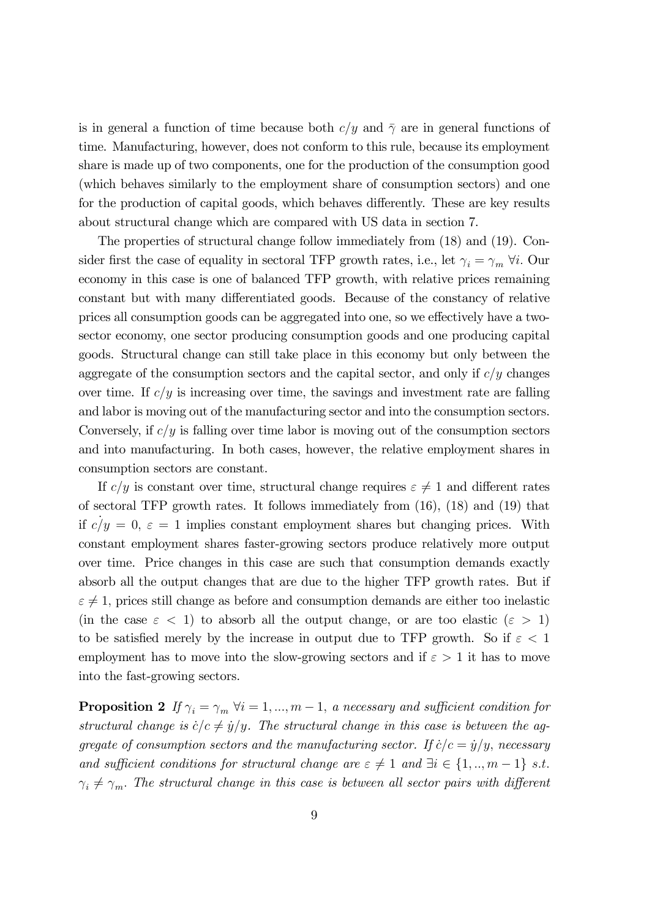is in general a function of time because both $c/y$ and $\bar{\gamma}$ are in general functions of time. Manufacturing, however, does not conform to this rule, because its employment share is made up of two components, one for the production of the consumption good (which behaves similarly to the employment share of consumption sectors) and one for the production of capital goods, which behaves differently. These are key results about structural change which are compared with US data in section 7.

The properties of structural change follow immediately from (18) and (19). Consider first the case of equality in sectoral TFP growth rates, i.e., let $\gamma_i = \gamma_m \; \forall i$. Our economy in this case is one of balanced TFP growth, with relative prices remaining constant but with many differentiated goods. Because of the constancy of relative prices all consumption goods can be aggregated into one, so we effectively have a two-sector economy, one sector producing consumption goods and one producing capital goods. Structural change can still take place in this economy but only between the aggregate of the consumption sectors and the capital sector, and only if $c/y$ changes over time. If $c/y$ is increasing over time, the savings and investment rate are falling and labor is moving out of the manufacturing sector and into the consumption sectors. Conversely, if $c/y$ is falling over time labor is moving out of the consumption sectors and into manufacturing. In both cases, however, the relative employment shares in consumption sectors are constant.

If $c/y$ is constant over time, structural change requires $\varepsilon \neq 1$ and different rates of sectoral TFP growth rates. It follows immediately from (16), (18) and (19) that if $\dot{c/y} = 0$, $\varepsilon = 1$ implies constant employment shares but changing prices. With constant employment shares faster-growing sectors produce relatively more output over time. Price changes in this case are such that consumption demands exactly absorb all the output changes that are due to the higher TFP growth rates. But if $\varepsilon \neq 1$, prices still change as before and consumption demands are either too inelastic (in the case $\varepsilon < 1$) to absorb all the output change, or are too elastic ($\varepsilon > 1$) to be satisfied merely by the increase in output due to TFP growth. So if $\varepsilon < 1$ employment has to move into the slow-growing sectors and if $\varepsilon > 1$ it has to move into the fast-growing sectors.

**Proposition 2** *If $\gamma_i = \gamma_m \; \forall i = 1, ..., m-1$, a necessary and sufficient condition for structural change is $\dot{c}/c \neq \dot{y}/y$. The structural change in this case is between the aggregate of consumption sectors and the manufacturing sector. If $\dot{c}/c = \dot{y}/y$, necessary and sufficient conditions for structural change are $\varepsilon \neq 1$ and $\exists i \in \{1, .., m-1\}$ s.t. $\gamma_i \neq \gamma_m$. The structural change in this case is between all sector pairs with different*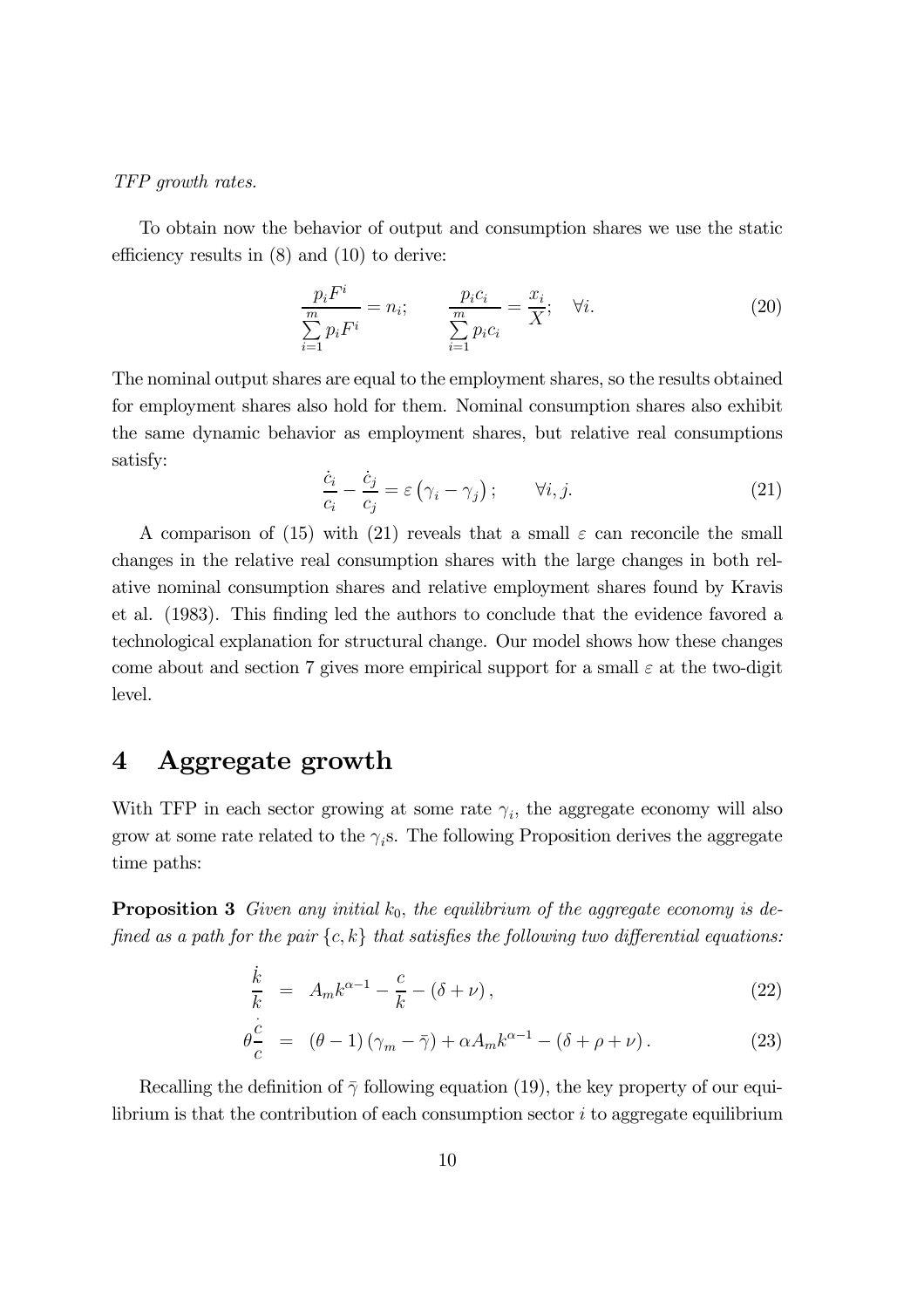*TFP growth rates.*

To obtain now the behavior of output and consumption shares we use the static efficiency results in (8) and (10) to derive:

$$\frac{p_i F^i}{\sum_{i=1}^{m} p_i F^i} = n_i; \qquad \frac{p_i c_i}{\sum_{i=1}^{m} p_i c_i} = \frac{x_i}{X}; \quad \forall i. \tag{20}$$

The nominal output shares are equal to the employment shares, so the results obtained for employment shares also hold for them. Nominal consumption shares also exhibit the same dynamic behavior as employment shares, but relative real consumptions satisfy:

$$\frac{\dot{c}_i}{c_i} - \frac{\dot{c}_j}{c_j} = \varepsilon \left(\gamma_i - \gamma_j\right); \qquad \forall i, j. \tag{21}$$

A comparison of (15) with (21) reveals that a small $\varepsilon$ can reconcile the small changes in the relative real consumption shares with the large changes in both relative nominal consumption shares and relative employment shares found by Kravis et al. (1983). This finding led the authors to conclude that the evidence favored a technological explanation for structural change. Our model shows how these changes come about and section 7 gives more empirical support for a small $\varepsilon$ at the two-digit level.

# 4 Aggregate growth

With TFP in each sector growing at some rate $\gamma_i$, the aggregate economy will also grow at some rate related to the $\gamma_i$s. The following Proposition derives the aggregate time paths:

**Proposition 3** *Given any initial $k_0$, the equilibrium of the aggregate economy is defined as a path for the pair $\{c, k\}$ that satisfies the following two differential equations:*

$$\frac{\dot{k}}{k} = A_m k^{\alpha-1} - \frac{c}{k} - (\delta + \nu), \tag{22}$$

$$\theta\frac{\dot{c}}{c} = (\theta - 1)\left(\gamma_m - \bar{\gamma}\right) + \alpha A_m k^{\alpha-1} - (\delta + \rho + \nu). \tag{23}$$

Recalling the definition of $\bar{\gamma}$ following equation (19), the key property of our equilibrium is that the contribution of each consumption sector $i$ to aggregate equilibrium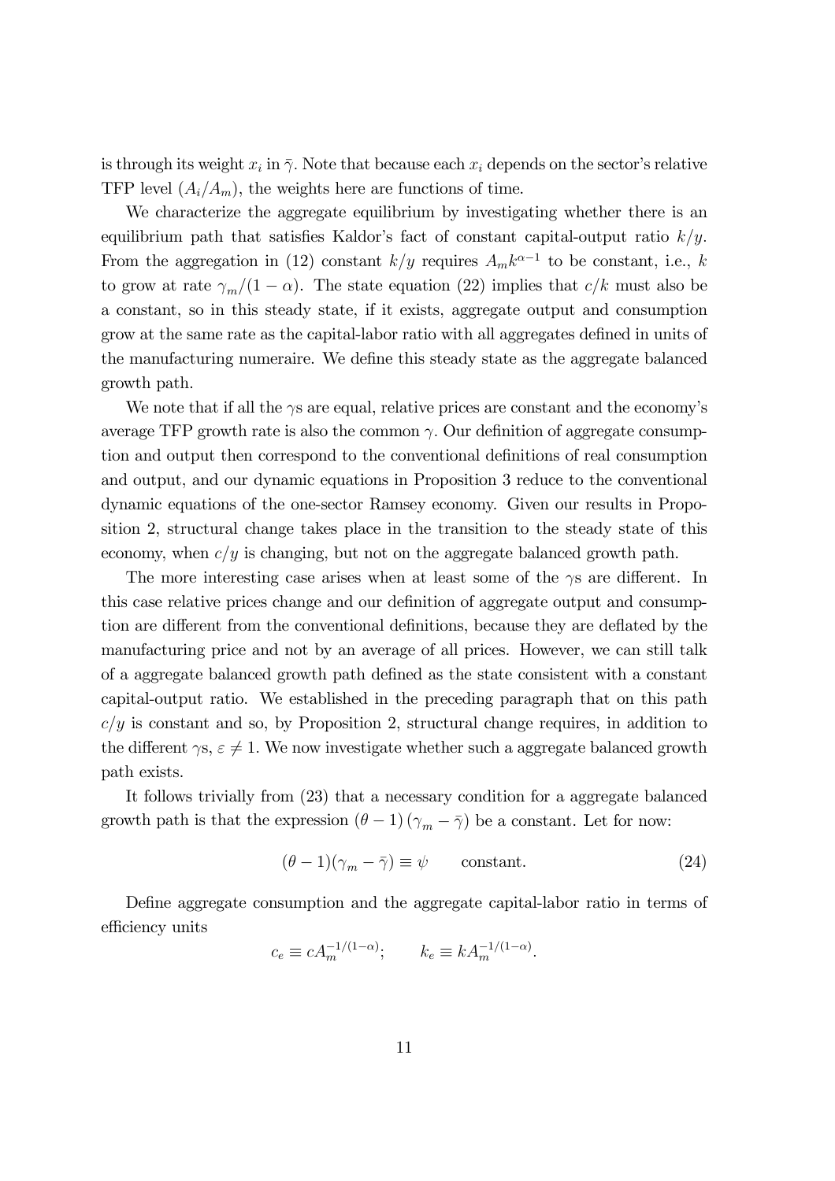is through its weight $x_i$ in $\bar{\gamma}$. Note that because each $x_i$ depends on the sector's relative TFP level $(A_i/A_m)$, the weights here are functions of time.

We characterize the aggregate equilibrium by investigating whether there is an equilibrium path that satisfies Kaldor's fact of constant capital-output ratio $k/y$. From the aggregation in (12) constant $k/y$ requires $A_m k^{\alpha-1}$ to be constant, i.e., $k$ to grow at rate $\gamma_m/(1-\alpha)$. The state equation (22) implies that $c/k$ must also be a constant, so in this steady state, if it exists, aggregate output and consumption grow at the same rate as the capital-labor ratio with all aggregates defined in units of the manufacturing numeraire. We define this steady state as the aggregate balanced growth path.

We note that if all the $\gamma$s are equal, relative prices are constant and the economy's average TFP growth rate is also the common $\gamma$. Our definition of aggregate consumption and output then correspond to the conventional definitions of real consumption and output, and our dynamic equations in Proposition 3 reduce to the conventional dynamic equations of the one-sector Ramsey economy. Given our results in Proposition 2, structural change takes place in the transition to the steady state of this economy, when $c/y$ is changing, but not on the aggregate balanced growth path.

The more interesting case arises when at least some of the $\gamma$s are different. In this case relative prices change and our definition of aggregate output and consumption are different from the conventional definitions, because they are deflated by the manufacturing price and not by an average of all prices. However, we can still talk of a aggregate balanced growth path defined as the state consistent with a constant capital-output ratio. We established in the preceding paragraph that on this path $c/y$ is constant and so, by Proposition 2, structural change requires, in addition to the different $\gamma$s, $\varepsilon \neq 1$. We now investigate whether such a aggregate balanced growth path exists.

It follows trivially from (23) that a necessary condition for a aggregate balanced growth path is that the expression $(\theta - 1)(\gamma_m - \bar{\gamma})$ be a constant. Let for now:

$$(\theta - 1)(\gamma_m - \bar{\gamma}) \equiv \psi \qquad \text{constant.} \tag{24}$$

Define aggregate consumption and the aggregate capital-labor ratio in terms of efficiency units

$$c_e \equiv c A_m^{-1/(1-\alpha)}; \qquad k_e \equiv k A_m^{-1/(1-\alpha)}.$$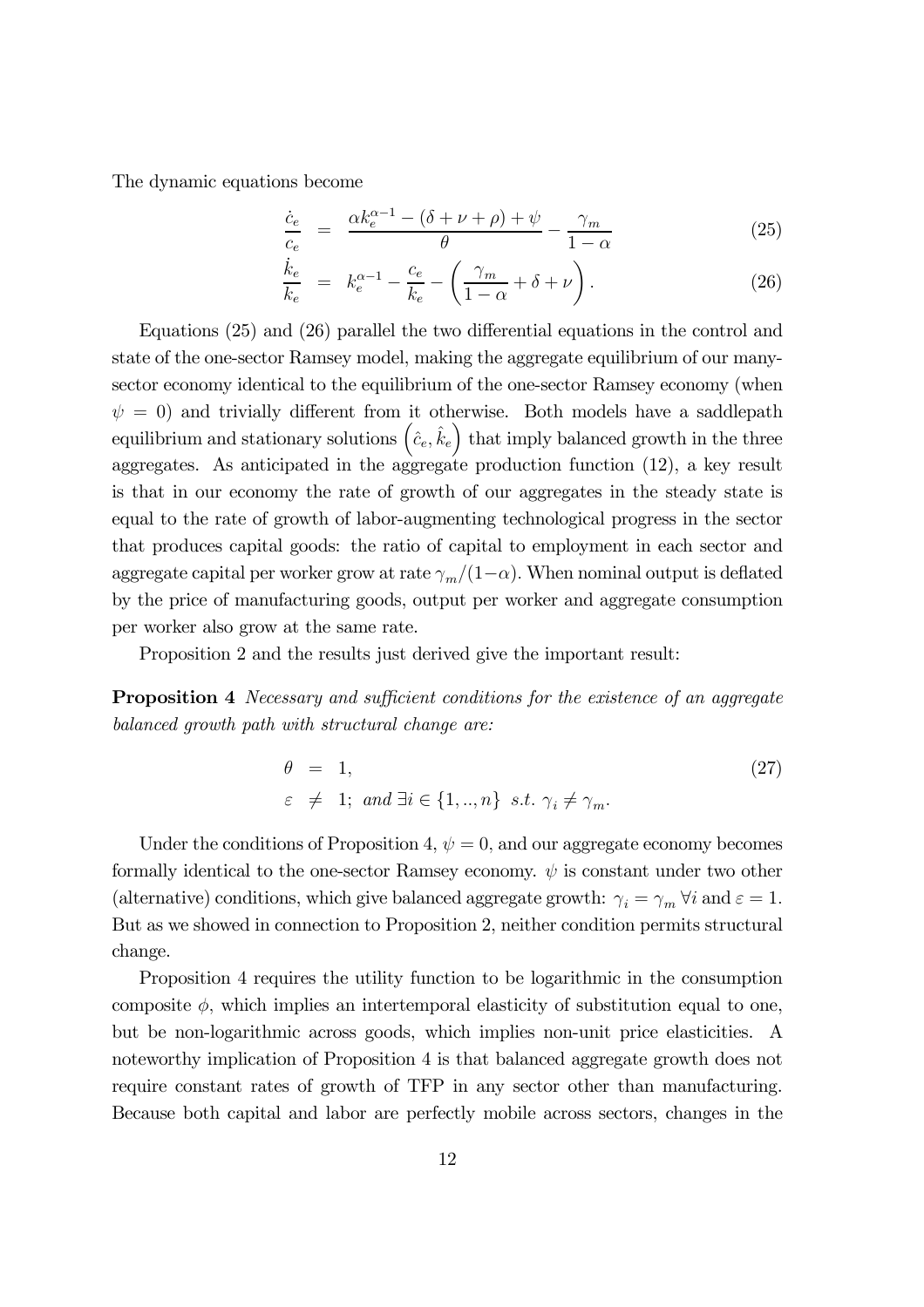The dynamic equations become

$$\frac{\dot{c}_e}{c_e} = \frac{\alpha k_e^{\alpha-1} - (\delta + \nu + \rho) + \psi}{\theta} - \frac{\gamma_m}{1-\alpha} \tag{25}$$

$$\frac{\dot{k}_e}{k_e} = k_e^{\alpha-1} - \frac{c_e}{k_e} - \left(\frac{\gamma_m}{1-\alpha} + \delta + \nu\right). \tag{26}$$

Equations (25) and (26) parallel the two differential equations in the control and state of the one-sector Ramsey model, making the aggregate equilibrium of our many-sector economy identical to the equilibrium of the one-sector Ramsey economy (when $\psi = 0$) and trivially different from it otherwise. Both models have a saddlepath equilibrium and stationary solutions $\left(\hat{c}_e, \hat{k}_e\right)$ that imply balanced growth in the three aggregates. As anticipated in the aggregate production function (12), a key result is that in our economy the rate of growth of our aggregates in the steady state is equal to the rate of growth of labor-augmenting technological progress in the sector that produces capital goods: the ratio of capital to employment in each sector and aggregate capital per worker grow at rate $\gamma_m/(1-\alpha)$. When nominal output is deflated by the price of manufacturing goods, output per worker and aggregate consumption per worker also grow at the same rate.

Proposition 2 and the results just derived give the important result:

**Proposition 4** *Necessary and sufficient conditions for the existence of an aggregate balanced growth path with structural change are:*

$$\begin{aligned} \theta &= 1, \\ \varepsilon &\neq 1; \text{ and } \exists i \in \{1, .., n\} \text{ s.t. } \gamma_i \neq \gamma_m. \end{aligned} \tag{27}$$

Under the conditions of Proposition 4, $\psi = 0$, and our aggregate economy becomes formally identical to the one-sector Ramsey economy. $\psi$ is constant under two other (alternative) conditions, which give balanced aggregate growth: $\gamma_i = \gamma_m \ \forall i$ and $\varepsilon = 1$. But as we showed in connection to Proposition 2, neither condition permits structural change.

Proposition 4 requires the utility function to be logarithmic in the consumption composite $\phi$, which implies an intertemporal elasticity of substitution equal to one, but be non-logarithmic across goods, which implies non-unit price elasticities. A noteworthy implication of Proposition 4 is that balanced aggregate growth does not require constant rates of growth of TFP in any sector other than manufacturing. Because both capital and labor are perfectly mobile across sectors, changes in the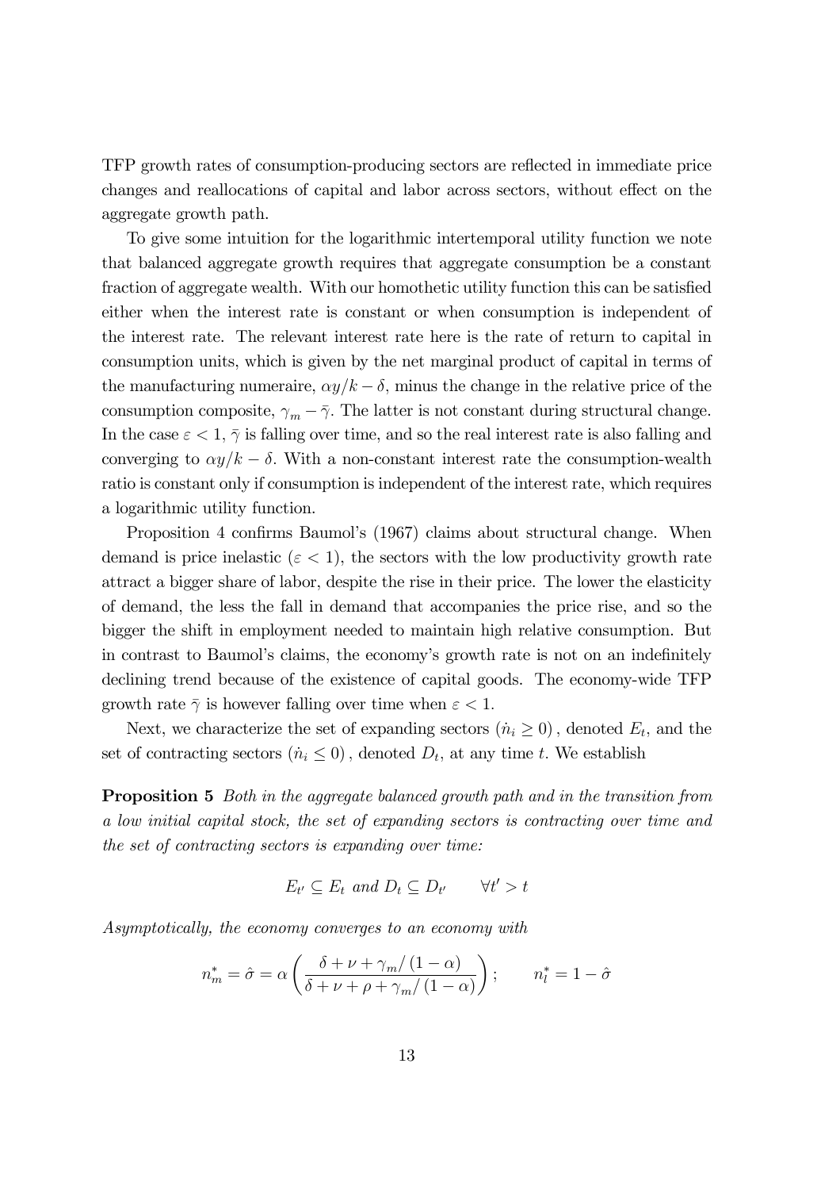TFP growth rates of consumption-producing sectors are reflected in immediate price changes and reallocations of capital and labor across sectors, without effect on the aggregate growth path.

To give some intuition for the logarithmic intertemporal utility function we note that balanced aggregate growth requires that aggregate consumption be a constant fraction of aggregate wealth. With our homothetic utility function this can be satisfied either when the interest rate is constant or when consumption is independent of the interest rate. The relevant interest rate here is the rate of return to capital in consumption units, which is given by the net marginal product of capital in terms of the manufacturing numeraire, $\alpha y/k - \delta$, minus the change in the relative price of the consumption composite, $\gamma_m - \bar{\gamma}$. The latter is not constant during structural change. In the case $\varepsilon < 1$, $\bar{\gamma}$ is falling over time, and so the real interest rate is also falling and converging to $\alpha y/k - \delta$. With a non-constant interest rate the consumption-wealth ratio is constant only if consumption is independent of the interest rate, which requires a logarithmic utility function.

Proposition 4 confirms Baumol's (1967) claims about structural change. When demand is price inelastic ($\varepsilon < 1$), the sectors with the low productivity growth rate attract a bigger share of labor, despite the rise in their price. The lower the elasticity of demand, the less the fall in demand that accompanies the price rise, and so the bigger the shift in employment needed to maintain high relative consumption. But in contrast to Baumol's claims, the economy's growth rate is not on an indefinitely declining trend because of the existence of capital goods. The economy-wide TFP growth rate $\bar{\gamma}$ is however falling over time when $\varepsilon < 1$.

Next, we characterize the set of expanding sectors $(\dot{n}_i \geq 0)$, denoted $E_t$, and the set of contracting sectors $(\dot{n}_i \leq 0)$, denoted $D_t$, at any time $t$. We establish

**Proposition 5** *Both in the aggregate balanced growth path and in the transition from a low initial capital stock, the set of expanding sectors is contracting over time and the set of contracting sectors is expanding over time:*

$$E_{t'} \subseteq E_t \text{ and } D_t \subseteq D_{t'} \qquad \forall t' > t$$

*Asymptotically, the economy converges to an economy with*

$$n_m^* = \hat{\sigma} = \alpha \left( \frac{\delta + \nu + \gamma_m / (1-\alpha)}{\delta + \nu + \rho + \gamma_m / (1-\alpha)} \right); \qquad n_l^* = 1 - \hat{\sigma}$$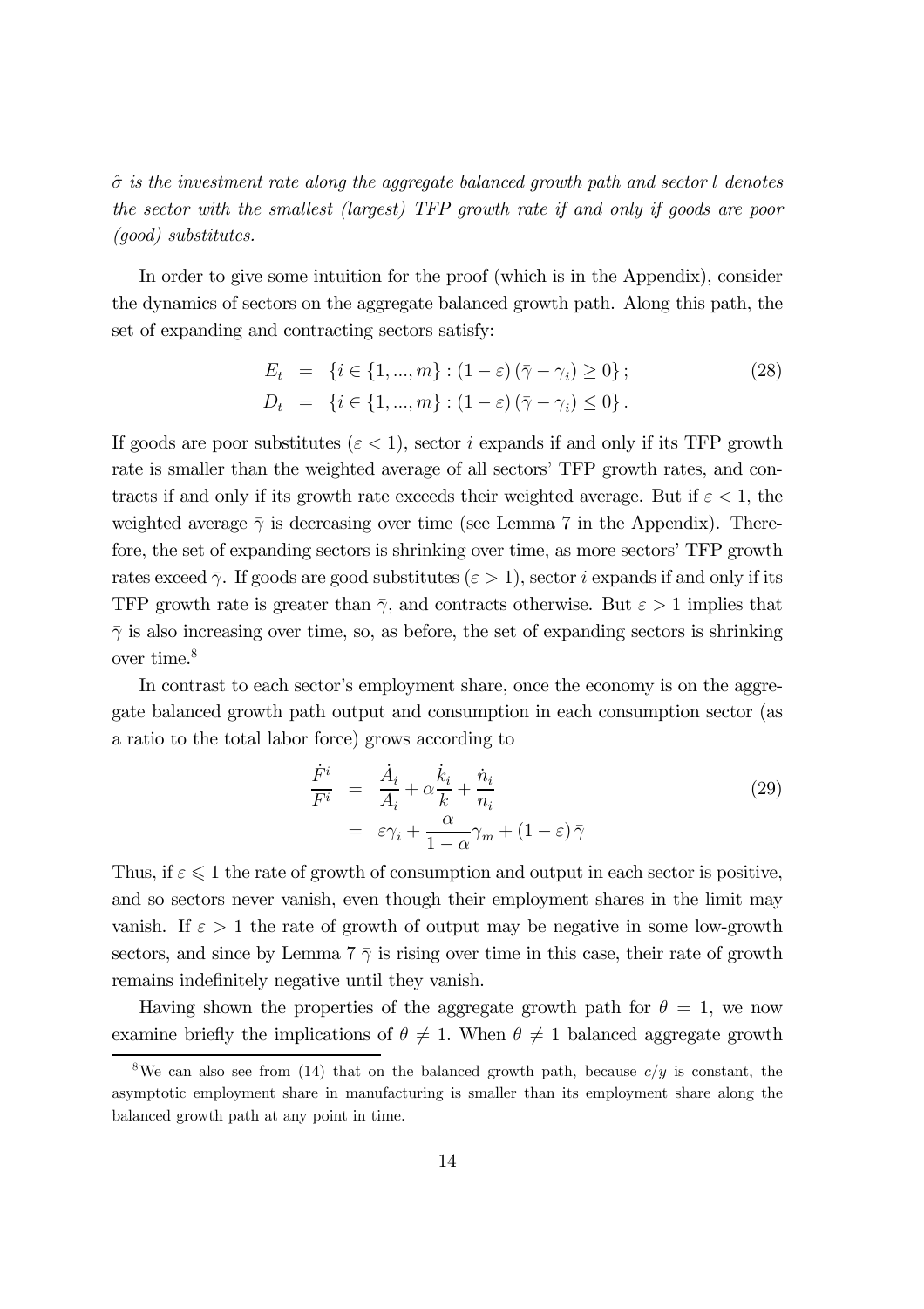*$\hat{\sigma}$ is the investment rate along the aggregate balanced growth path and sector $l$ denotes the sector with the smallest (largest) TFP growth rate if and only if goods are poor (good) substitutes.*

In order to give some intuition for the proof (which is in the Appendix), consider the dynamics of sectors on the aggregate balanced growth path. Along this path, the set of expanding and contracting sectors satisfy:

$$\begin{aligned} E_t &= \{i \in \{1,...,m\} : (1-\varepsilon)(\bar{\gamma} - \gamma_i) \geq 0\}; \\ D_t &= \{i \in \{1,...,m\} : (1-\varepsilon)(\bar{\gamma} - \gamma_i) \leq 0\}. \end{aligned} \tag{28}$$

If goods are poor substitutes ($\varepsilon < 1$), sector $i$ expands if and only if its TFP growth rate is smaller than the weighted average of all sectors' TFP growth rates, and contracts if and only if its growth rate exceeds their weighted average. But if $\varepsilon < 1$, the weighted average $\bar{\gamma}$ is decreasing over time (see Lemma 7 in the Appendix). Therefore, the set of expanding sectors is shrinking over time, as more sectors' TFP growth rates exceed $\bar{\gamma}$. If goods are good substitutes ($\varepsilon > 1$), sector $i$ expands if and only if its TFP growth rate is greater than $\bar{\gamma}$, and contracts otherwise. But $\varepsilon > 1$ implies that $\bar{\gamma}$ is also increasing over time, so, as before, the set of expanding sectors is shrinking over time.[8]

In contrast to each sector's employment share, once the economy is on the aggregate balanced growth path output and consumption in each consumption sector (as a ratio to the total labor force) grows according to

$$\begin{aligned} \frac{\dot{F}^i}{F^i} &= \frac{\dot{A}_i}{A_i} + \alpha \frac{\dot{k}_i}{k} + \frac{\dot{n}_i}{n_i} \\ &= \varepsilon \gamma_i + \frac{\alpha}{1-\alpha}\gamma_m + (1-\varepsilon)\bar{\gamma} \end{aligned} \tag{29}$$

Thus, if $\varepsilon \leqslant 1$ the rate of growth of consumption and output in each sector is positive, and so sectors never vanish, even though their employment shares in the limit may vanish. If $\varepsilon > 1$ the rate of growth of output may be negative in some low-growth sectors, and since by Lemma 7 $\bar{\gamma}$ is rising over time in this case, their rate of growth remains indefinitely negative until they vanish.

Having shown the properties of the aggregate growth path for $\theta = 1$, we now examine briefly the implications of $\theta \neq 1$. When $\theta \neq 1$ balanced aggregate growth

[8] We can also see from (14) that on the balanced growth path, because $c/y$ is constant, the asymptotic employment share in manufacturing is smaller than its employment share along the balanced growth path at any point in time.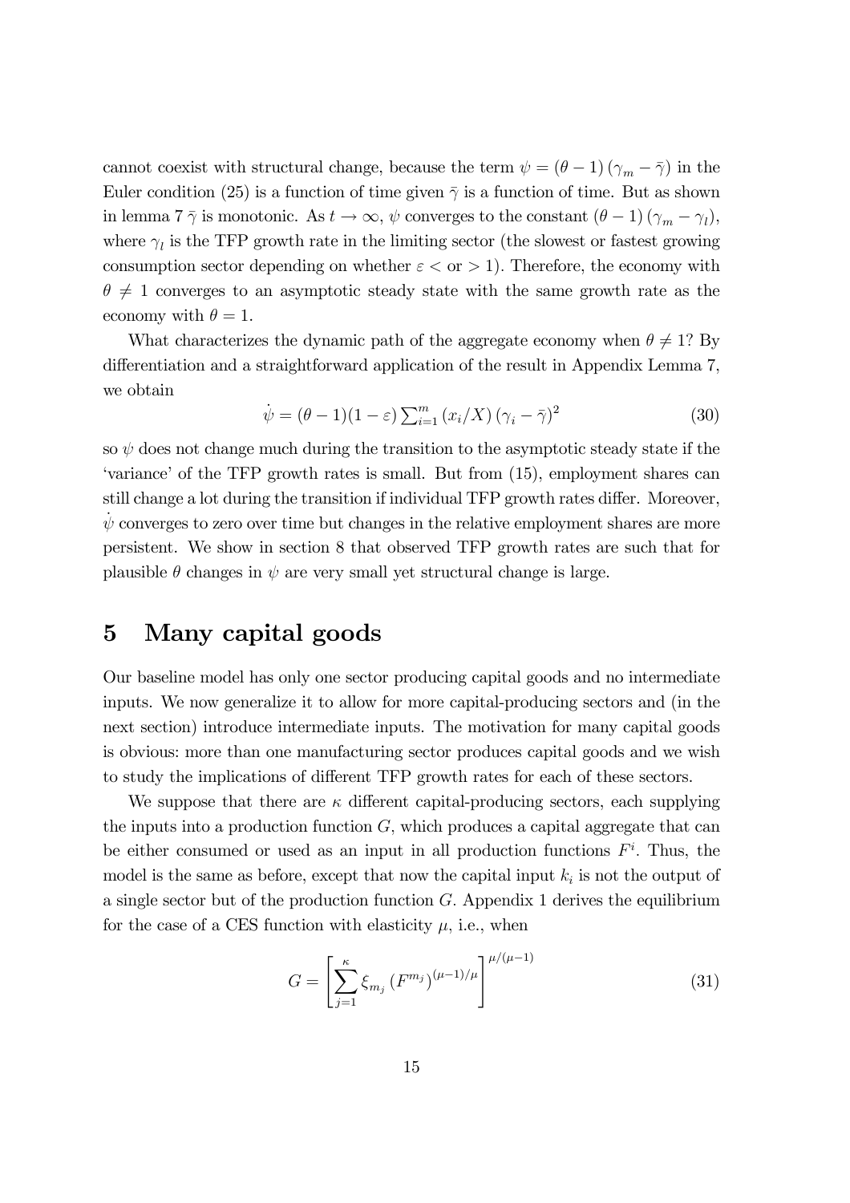cannot coexist with structural change, because the term $\psi = (\theta - 1)(\gamma_m - \bar{\gamma})$ in the Euler condition (25) is a function of time given $\bar{\gamma}$ is a function of time. But as shown in lemma 7 $\bar{\gamma}$ is monotonic. As $t \to \infty$, $\psi$ converges to the constant $(\theta - 1)(\gamma_m - \gamma_l)$, where $\gamma_l$ is the TFP growth rate in the limiting sector (the slowest or fastest growing consumption sector depending on whether $\varepsilon <$ or $> 1$). Therefore, the economy with $\theta \neq 1$ converges to an asymptotic steady state with the same growth rate as the economy with $\theta = 1$.

What characterizes the dynamic path of the aggregate economy when $\theta \neq 1$? By differentiation and a straightforward application of the result in Appendix Lemma 7, we obtain

$$\dot{\psi} = (\theta - 1)(1 - \varepsilon) \sum_{i=1}^{m} (x_i / X) (\gamma_i - \bar{\gamma})^2 \tag{30}$$

so $\psi$ does not change much during the transition to the asymptotic steady state if the 'variance' of the TFP growth rates is small. But from (15), employment shares can still change a lot during the transition if individual TFP growth rates differ. Moreover, $\dot{\psi}$ converges to zero over time but changes in the relative employment shares are more persistent. We show in section 8 that observed TFP growth rates are such that for plausible $\theta$ changes in $\psi$ are very small yet structural change is large.

# 5 Many capital goods

Our baseline model has only one sector producing capital goods and no intermediate inputs. We now generalize it to allow for more capital-producing sectors and (in the next section) introduce intermediate inputs. The motivation for many capital goods is obvious: more than one manufacturing sector produces capital goods and we wish to study the implications of different TFP growth rates for each of these sectors.

We suppose that there are $\kappa$ different capital-producing sectors, each supplying the inputs into a production function $G$, which produces a capital aggregate that can be either consumed or used as an input in all production functions $F^i$. Thus, the model is the same as before, except that now the capital input $k_i$ is not the output of a single sector but of the production function $G$. Appendix 1 derives the equilibrium for the case of a CES function with elasticity $\mu$, i.e., when

$$G = \left[ \sum_{j=1}^{\kappa} \xi_{m_j} \left( F^{m_j} \right)^{(\mu - 1)/\mu} \right]^{\mu/(\mu - 1)} \tag{31}$$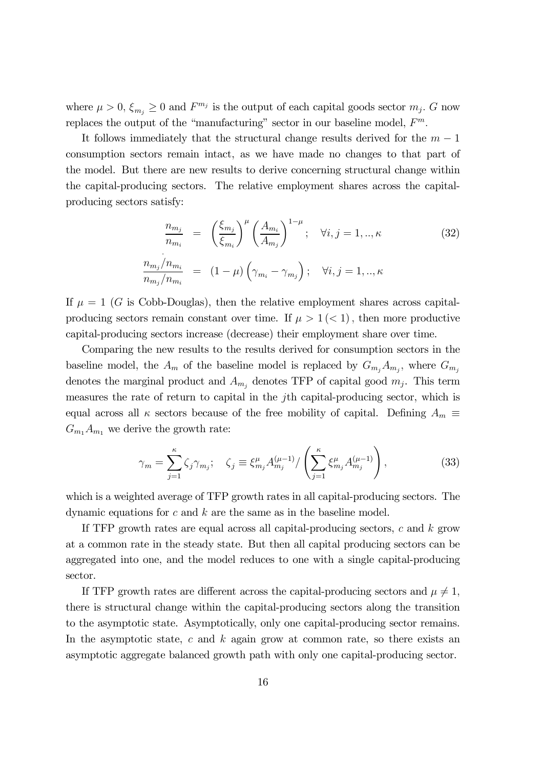where $\mu > 0$, $\xi_{m_j} \geq 0$ and $F^{m_j}$ is the output of each capital goods sector $m_j$. $G$ now replaces the output of the "manufacturing" sector in our baseline model, $F^m$.

It follows immediately that the structural change results derived for the $m-1$ consumption sectors remain intact, as we have made no changes to that part of the model. But there are new results to derive concerning structural change within the capital-producing sectors. The relative employment shares across the capital-producing sectors satisfy:

$$
\begin{aligned}
\frac{n_{m_j}}{n_{m_i}} &= \left(\frac{\xi_{m_j}}{\xi_{m_i}}\right)^{\mu} \left(\frac{A_{m_i}}{A_{m_j}}\right)^{1-\mu}; \quad \forall i, j = 1, .., \kappa \qquad (32) \\
\frac{\dot{\overline{n_{m_j}/n_{m_i}}}}{n_{m_j}/n_{m_i}} &= (1-\mu)\left(\gamma_{m_i} - \gamma_{m_j}\right); \quad \forall i, j = 1, .., \kappa
\end{aligned}
$$

If $\mu = 1$ ($G$ is Cobb-Douglas), then the relative employment shares across capital-producing sectors remain constant over time. If $\mu > 1\,(< 1)$, then more productive capital-producing sectors increase (decrease) their employment share over time.

Comparing the new results to the results derived for consumption sectors in the baseline model, the $A_m$ of the baseline model is replaced by $G_{m_j} A_{m_j}$, where $G_{m_j}$ denotes the marginal product and $A_{m_j}$ denotes TFP of capital good $m_j$. This term measures the rate of return to capital in the $j$th capital-producing sector, which is equal across all $\kappa$ sectors because of the free mobility of capital. Defining $A_m \equiv G_{m_1} A_{m_1}$ we derive the growth rate:

$$
\gamma_m = \sum_{j=1}^{\kappa} \zeta_j \gamma_{m_j}; \quad \zeta_j \equiv \xi_{m_j}^{\mu} A_{m_j}^{(\mu-1)} / \left(\sum_{j=1}^{\kappa} \xi_{m_j}^{\mu} A_{m_j}^{(\mu-1)}\right), \qquad (33)
$$

which is a weighted average of TFP growth rates in all capital-producing sectors. The dynamic equations for $c$ and $k$ are the same as in the baseline model.

If TFP growth rates are equal across all capital-producing sectors, $c$ and $k$ grow at a common rate in the steady state. But then all capital producing sectors can be aggregated into one, and the model reduces to one with a single capital-producing sector.

If TFP growth rates are different across the capital-producing sectors and $\mu \neq 1$, there is structural change within the capital-producing sectors along the transition to the asymptotic state. Asymptotically, only one capital-producing sector remains. In the asymptotic state, $c$ and $k$ again grow at common rate, so there exists an asymptotic aggregate balanced growth path with only one capital-producing sector.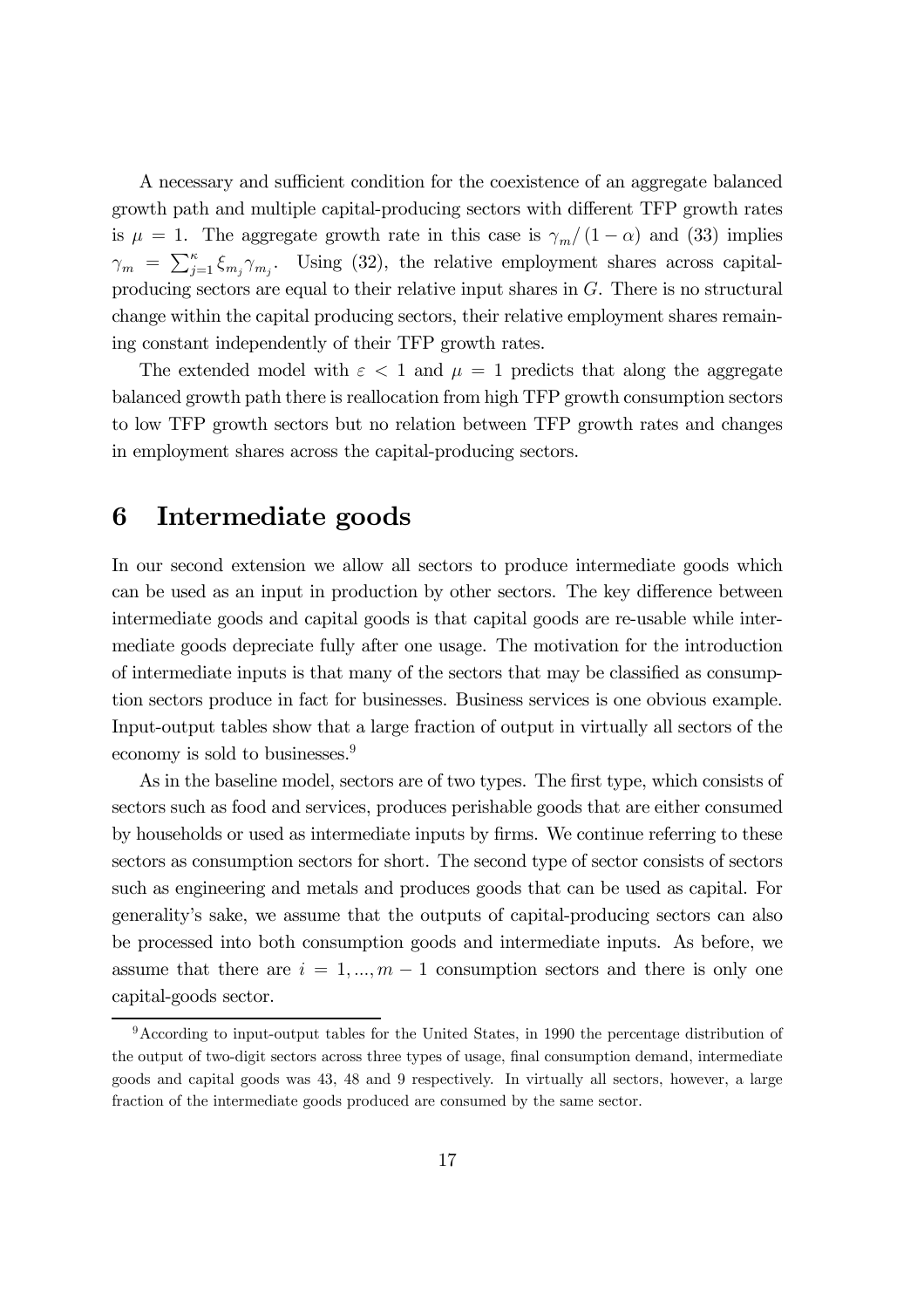A necessary and sufficient condition for the coexistence of an aggregate balanced growth path and multiple capital-producing sectors with different TFP growth rates is $\mu = 1$. The aggregate growth rate in this case is $\gamma_m / (1 - \alpha)$ and (33) implies $\gamma_m = \sum_{j=1}^{\kappa} \xi_{m_j} \gamma_{m_j}$. Using (32), the relative employment shares across capital-producing sectors are equal to their relative input shares in $G$. There is no structural change within the capital producing sectors, their relative employment shares remaining constant independently of their TFP growth rates.

The extended model with $\varepsilon < 1$ and $\mu = 1$ predicts that along the aggregate balanced growth path there is reallocation from high TFP growth consumption sectors to low TFP growth sectors but no relation between TFP growth rates and changes in employment shares across the capital-producing sectors.

# 6 Intermediate goods

In our second extension we allow all sectors to produce intermediate goods which can be used as an input in production by other sectors. The key difference between intermediate goods and capital goods is that capital goods are re-usable while intermediate goods depreciate fully after one usage. The motivation for the introduction of intermediate inputs is that many of the sectors that may be classified as consumption sectors produce in fact for businesses. Business services is one obvious example. Input-output tables show that a large fraction of output in virtually all sectors of the economy is sold to businesses.[9]

As in the baseline model, sectors are of two types. The first type, which consists of sectors such as food and services, produces perishable goods that are either consumed by households or used as intermediate inputs by firms. We continue referring to these sectors as consumption sectors for short. The second type of sector consists of sectors such as engineering and metals and produces goods that can be used as capital. For generality's sake, we assume that the outputs of capital-producing sectors can also be processed into both consumption goods and intermediate inputs. As before, we assume that there are $i = 1, ..., m - 1$ consumption sectors and there is only one capital-goods sector.

[9] According to input-output tables for the United States, in 1990 the percentage distribution of the output of two-digit sectors across three types of usage, final consumption demand, intermediate goods and capital goods was 43, 48 and 9 respectively. In virtually all sectors, however, a large fraction of the intermediate goods produced are consumed by the same sector.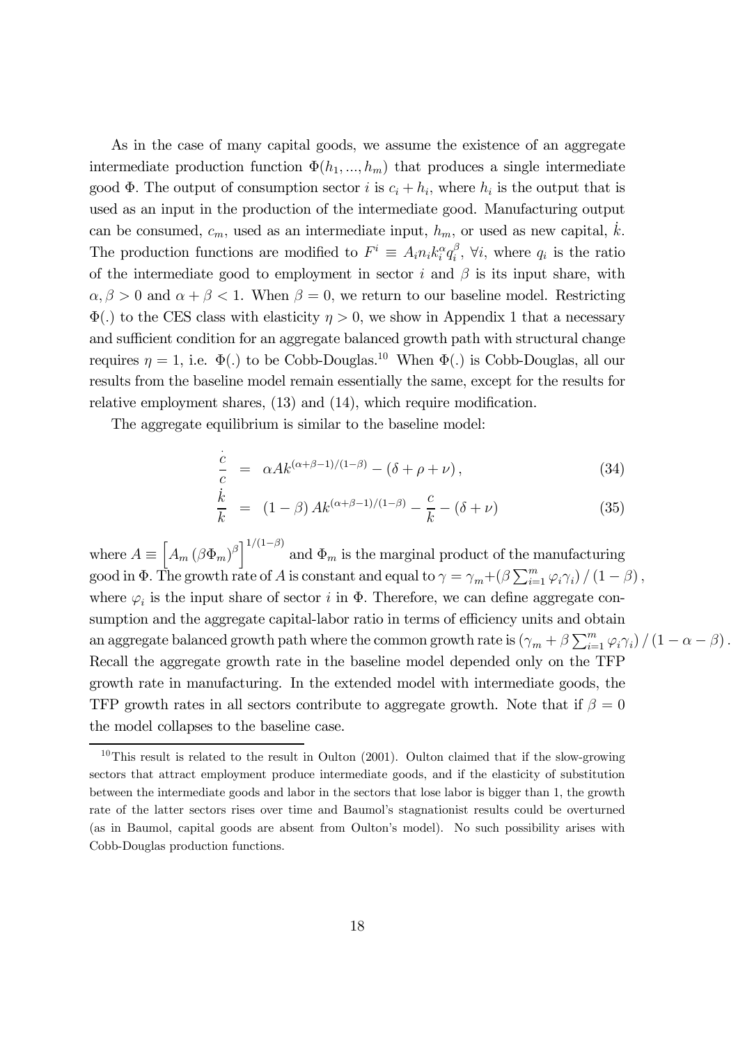As in the case of many capital goods, we assume the existence of an aggregate intermediate production function $\Phi(h_1, ..., h_m)$ that produces a single intermediate good $\Phi$. The output of consumption sector $i$ is $c_i + h_i$, where $h_i$ is the output that is used as an input in the production of the intermediate good. Manufacturing output can be consumed, $c_m$, used as an intermediate input, $h_m$, or used as new capital, $\dot{k}$. The production functions are modified to $F^i \equiv A_i n_i k_i^{\alpha} q_i^{\beta}$, $\forall i$, where $q_i$ is the ratio of the intermediate good to employment in sector $i$ and $\beta$ is its input share, with $\alpha, \beta > 0$ and $\alpha + \beta < 1$. When $\beta = 0$, we return to our baseline model. Restricting $\Phi(.)$ to the CES class with elasticity $\eta > 0$, we show in Appendix 1 that a necessary and sufficient condition for an aggregate balanced growth path with structural change requires $\eta = 1$, i.e. $\Phi(.)$ to be Cobb-Douglas.[10] When $\Phi(.)$ is Cobb-Douglas, all our results from the baseline model remain essentially the same, except for the results for relative employment shares, (13) and (14), which require modification.

The aggregate equilibrium is similar to the baseline model:

$$\frac{\dot{c}}{c} = \alpha A k^{(\alpha+\beta-1)/(1-\beta)} - (\delta + \rho + \nu), \tag{34}$$

$$\frac{\dot{k}}{k} = (1-\beta) A k^{(\alpha+\beta-1)/(1-\beta)} - \frac{c}{k} - (\delta + \nu) \tag{35}$$

where $A \equiv \left[A_m \left(\beta \Phi_m\right)^{\beta}\right]^{1/(1-\beta)}$ and $\Phi_m$ is the marginal product of the manufacturing good in $\Phi$. The growth rate of $A$ is constant and equal to $\gamma = \gamma_m + \left(\beta \sum_{i=1}^{m} \varphi_i \gamma_i\right) / (1-\beta)$, where $\varphi_i$ is the input share of sector $i$ in $\Phi$. Therefore, we can define aggregate consumption and the aggregate capital-labor ratio in terms of efficiency units and obtain an aggregate balanced growth path where the common growth rate is $\left(\gamma_m + \beta \sum_{i=1}^{m} \varphi_i \gamma_i\right) / (1-\alpha-\beta)$. Recall the aggregate growth rate in the baseline model depended only on the TFP growth rate in manufacturing. In the extended model with intermediate goods, the TFP growth rates in all sectors contribute to aggregate growth. Note that if $\beta = 0$ the model collapses to the baseline case.

---

[10] This result is related to the result in Oulton (2001). Oulton claimed that if the slow-growing sectors that attract employment produce intermediate goods, and if the elasticity of substitution between the intermediate goods and labor in the sectors that lose labor is bigger than 1, the growth rate of the latter sectors rises over time and Baumol's stagnationist results could be overturned (as in Baumol, capital goods are absent from Oulton's model). No such possibility arises with Cobb-Douglas production functions.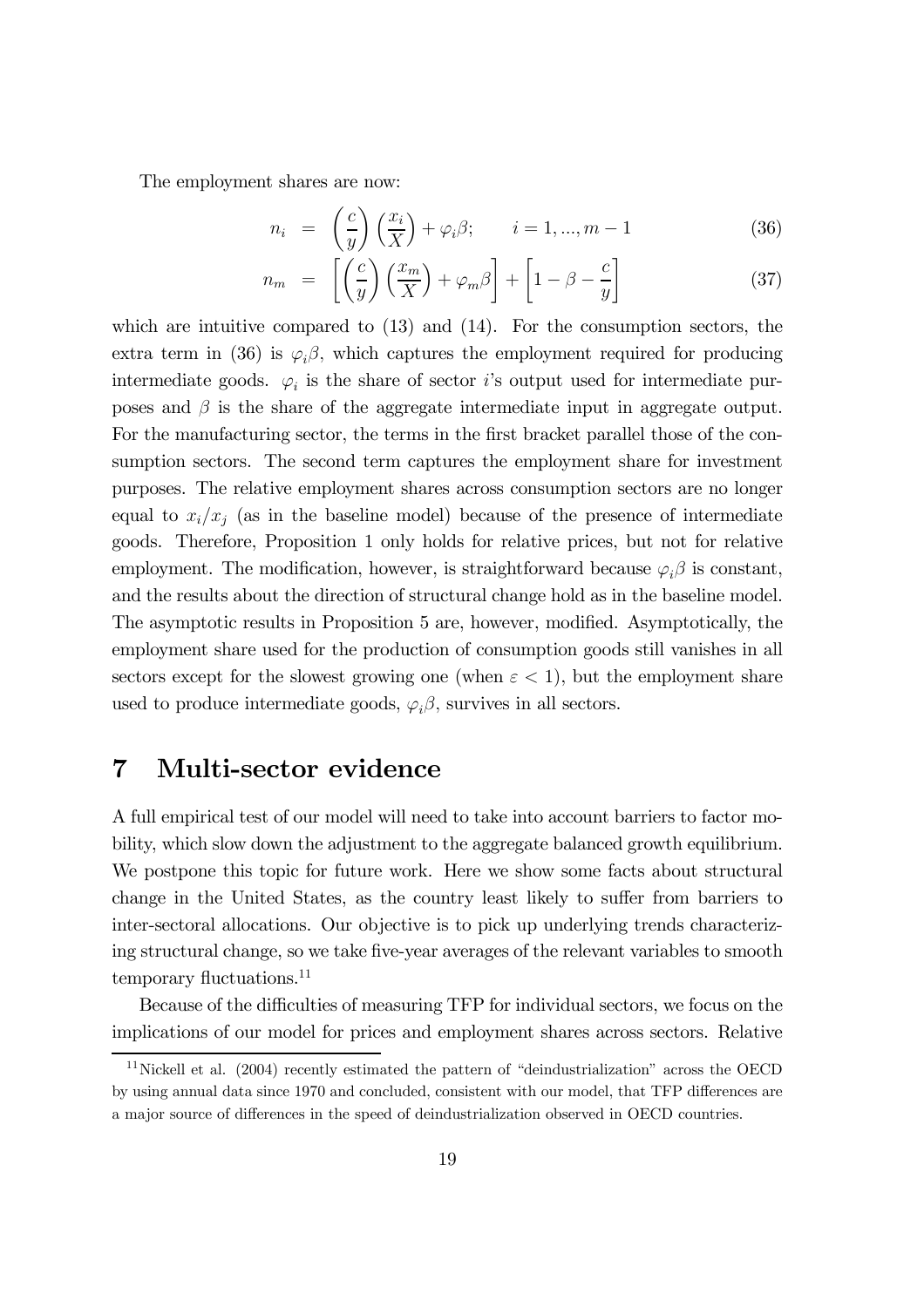The employment shares are now:

$$
\begin{aligned}
n_i &= \left(\frac{c}{y}\right)\left(\frac{x_i}{X}\right) + \varphi_i \beta; \qquad i = 1, ..., m-1 &(36)\\
n_m &= \left[\left(\frac{c}{y}\right)\left(\frac{x_m}{X}\right) + \varphi_m \beta\right] + \left[1 - \beta - \frac{c}{y}\right] &(37)
\end{aligned}
$$

which are intuitive compared to (13) and (14). For the consumption sectors, the extra term in (36) is $\varphi_i \beta$, which captures the employment required for producing intermediate goods. $\varphi_i$ is the share of sector $i$'s output used for intermediate purposes and $\beta$ is the share of the aggregate intermediate input in aggregate output. For the manufacturing sector, the terms in the first bracket parallel those of the consumption sectors. The second term captures the employment share for investment purposes. The relative employment shares across consumption sectors are no longer equal to $x_i/x_j$ (as in the baseline model) because of the presence of intermediate goods. Therefore, Proposition 1 only holds for relative prices, but not for relative employment. The modification, however, is straightforward because $\varphi_i \beta$ is constant, and the results about the direction of structural change hold as in the baseline model. The asymptotic results in Proposition 5 are, however, modified. Asymptotically, the employment share used for the production of consumption goods still vanishes in all sectors except for the slowest growing one (when $\varepsilon < 1$), but the employment share used to produce intermediate goods, $\varphi_i \beta$, survives in all sectors.

# 7 Multi-sector evidence

A full empirical test of our model will need to take into account barriers to factor mobility, which slow down the adjustment to the aggregate balanced growth equilibrium. We postpone this topic for future work. Here we show some facts about structural change in the United States, as the country least likely to suffer from barriers to inter-sectoral allocations. Our objective is to pick up underlying trends characterizing structural change, so we take five-year averages of the relevant variables to smooth temporary fluctuations.[11]

Because of the difficulties of measuring TFP for individual sectors, we focus on the implications of our model for prices and employment shares across sectors. Relative

[11] Nickell et al. (2004) recently estimated the pattern of "deindustrialization" across the OECD by using annual data since 1970 and concluded, consistent with our model, that TFP differences are a major source of differences in the speed of deindustrialization observed in OECD countries.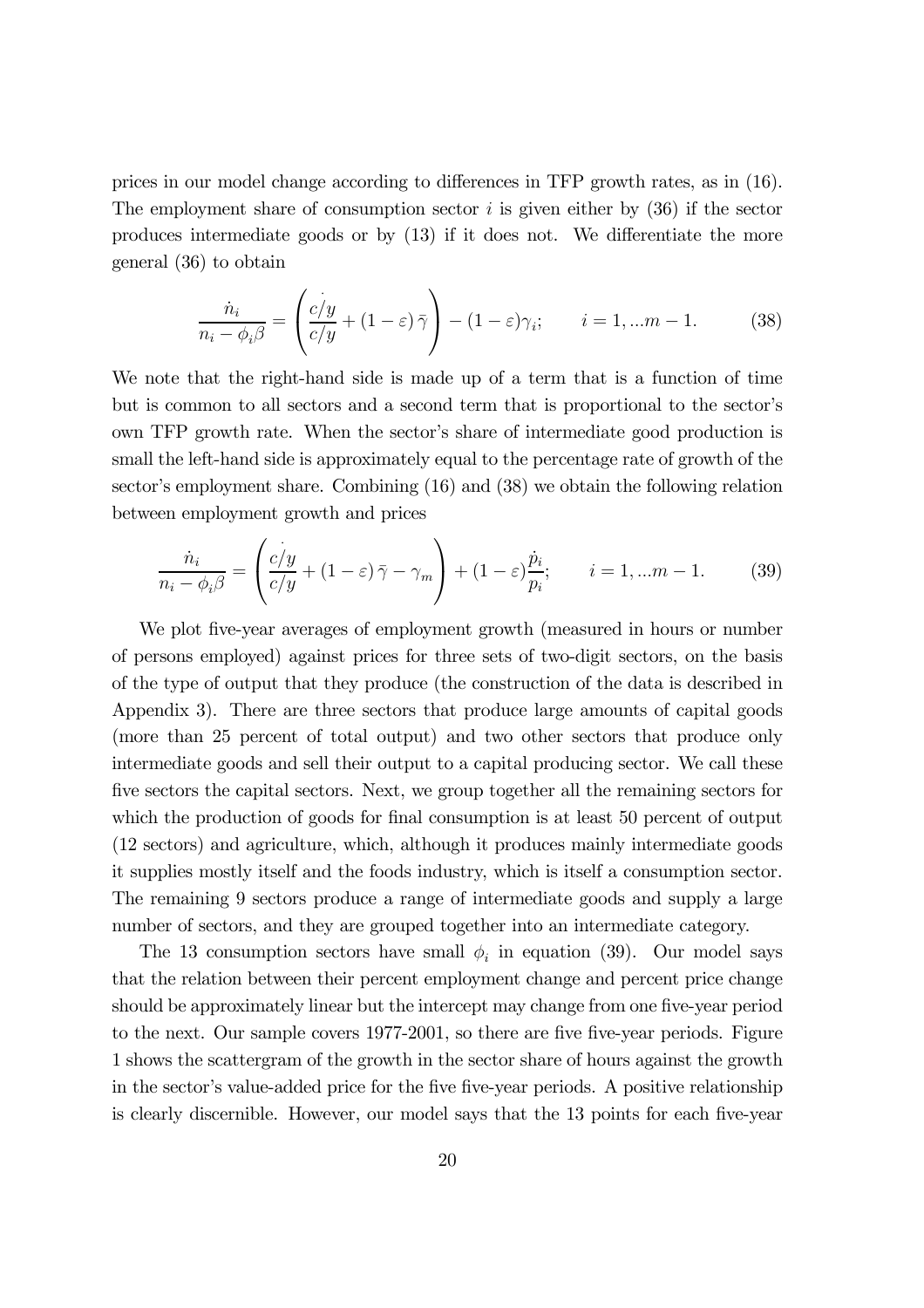prices in our model change according to differences in TFP growth rates, as in (16). The employment share of consumption sector $i$ is given either by (36) if the sector produces intermediate goods or by (13) if it does not. We differentiate the more general (36) to obtain

$$\frac{\dot{n}_i}{n_i - \phi_i \beta} = \left( \frac{\dot{\overline{c/y}}}{c/y} + (1 - \varepsilon)\,\bar{\gamma} \right) - (1 - \varepsilon)\gamma_i; \qquad i = 1, ...m - 1. \tag{38}$$

We note that the right-hand side is made up of a term that is a function of time but is common to all sectors and a second term that is proportional to the sector's own TFP growth rate. When the sector's share of intermediate good production is small the left-hand side is approximately equal to the percentage rate of growth of the sector's employment share. Combining (16) and (38) we obtain the following relation between employment growth and prices

$$\frac{\dot{n}_i}{n_i - \phi_i \beta} = \left( \frac{\dot{\overline{c/y}}}{c/y} + (1 - \varepsilon)\,\bar{\gamma} - \gamma_m \right) + (1 - \varepsilon)\frac{\dot{p}_i}{p_i}; \qquad i = 1, ...m - 1. \tag{39}$$

We plot five-year averages of employment growth (measured in hours or number of persons employed) against prices for three sets of two-digit sectors, on the basis of the type of output that they produce (the construction of the data is described in Appendix 3). There are three sectors that produce large amounts of capital goods (more than 25 percent of total output) and two other sectors that produce only intermediate goods and sell their output to a capital producing sector. We call these five sectors the capital sectors. Next, we group together all the remaining sectors for which the production of goods for final consumption is at least 50 percent of output (12 sectors) and agriculture, which, although it produces mainly intermediate goods it supplies mostly itself and the foods industry, which is itself a consumption sector. The remaining 9 sectors produce a range of intermediate goods and supply a large number of sectors, and they are grouped together into an intermediate category.

The 13 consumption sectors have small $\phi_i$ in equation (39). Our model says that the relation between their percent employment change and percent price change should be approximately linear but the intercept may change from one five-year period to the next. Our sample covers 1977-2001, so there are five five-year periods. Figure 1 shows the scattergram of the growth in the sector share of hours against the growth in the sector's value-added price for the five five-year periods. A positive relationship is clearly discernible. However, our model says that the 13 points for each five-year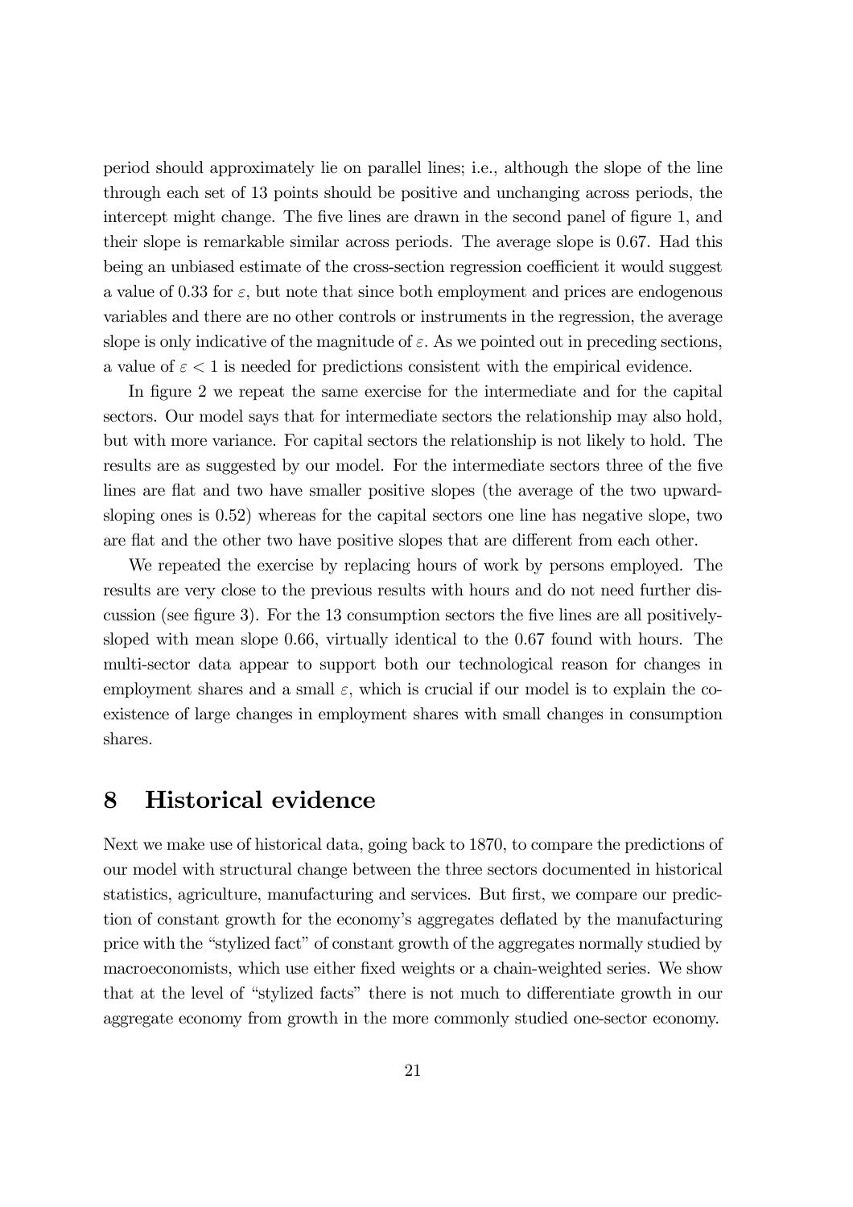period should approximately lie on parallel lines; i.e., although the slope of the line through each set of 13 points should be positive and unchanging across periods, the intercept might change. The five lines are drawn in the second panel of figure 1, and their slope is remarkable similar across periods. The average slope is 0.67. Had this being an unbiased estimate of the cross-section regression coefficient it would suggest a value of 0.33 for $\varepsilon$, but note that since both employment and prices are endogenous variables and there are no other controls or instruments in the regression, the average slope is only indicative of the magnitude of $\varepsilon$. As we pointed out in preceding sections, a value of $\varepsilon < 1$ is needed for predictions consistent with the empirical evidence.

In figure 2 we repeat the same exercise for the intermediate and for the capital sectors. Our model says that for intermediate sectors the relationship may also hold, but with more variance. For capital sectors the relationship is not likely to hold. The results are as suggested by our model. For the intermediate sectors three of the five lines are flat and two have smaller positive slopes (the average of the two upward-sloping ones is 0.52) whereas for the capital sectors one line has negative slope, two are flat and the other two have positive slopes that are different from each other.

We repeated the exercise by replacing hours of work by persons employed. The results are very close to the previous results with hours and do not need further discussion (see figure 3). For the 13 consumption sectors the five lines are all positively-sloped with mean slope 0.66, virtually identical to the 0.67 found with hours. The multi-sector data appear to support both our technological reason for changes in employment shares and a small $\varepsilon$, which is crucial if our model is to explain the co-existence of large changes in employment shares with small changes in consumption shares.

# 8 Historical evidence

Next we make use of historical data, going back to 1870, to compare the predictions of our model with structural change between the three sectors documented in historical statistics, agriculture, manufacturing and services. But first, we compare our prediction of constant growth for the economy's aggregates deflated by the manufacturing price with the "stylized fact" of constant growth of the aggregates normally studied by macroeconomists, which use either fixed weights or a chain-weighted series. We show that at the level of "stylized facts" there is not much to differentiate growth in our aggregate economy from growth in the more commonly studied one-sector economy.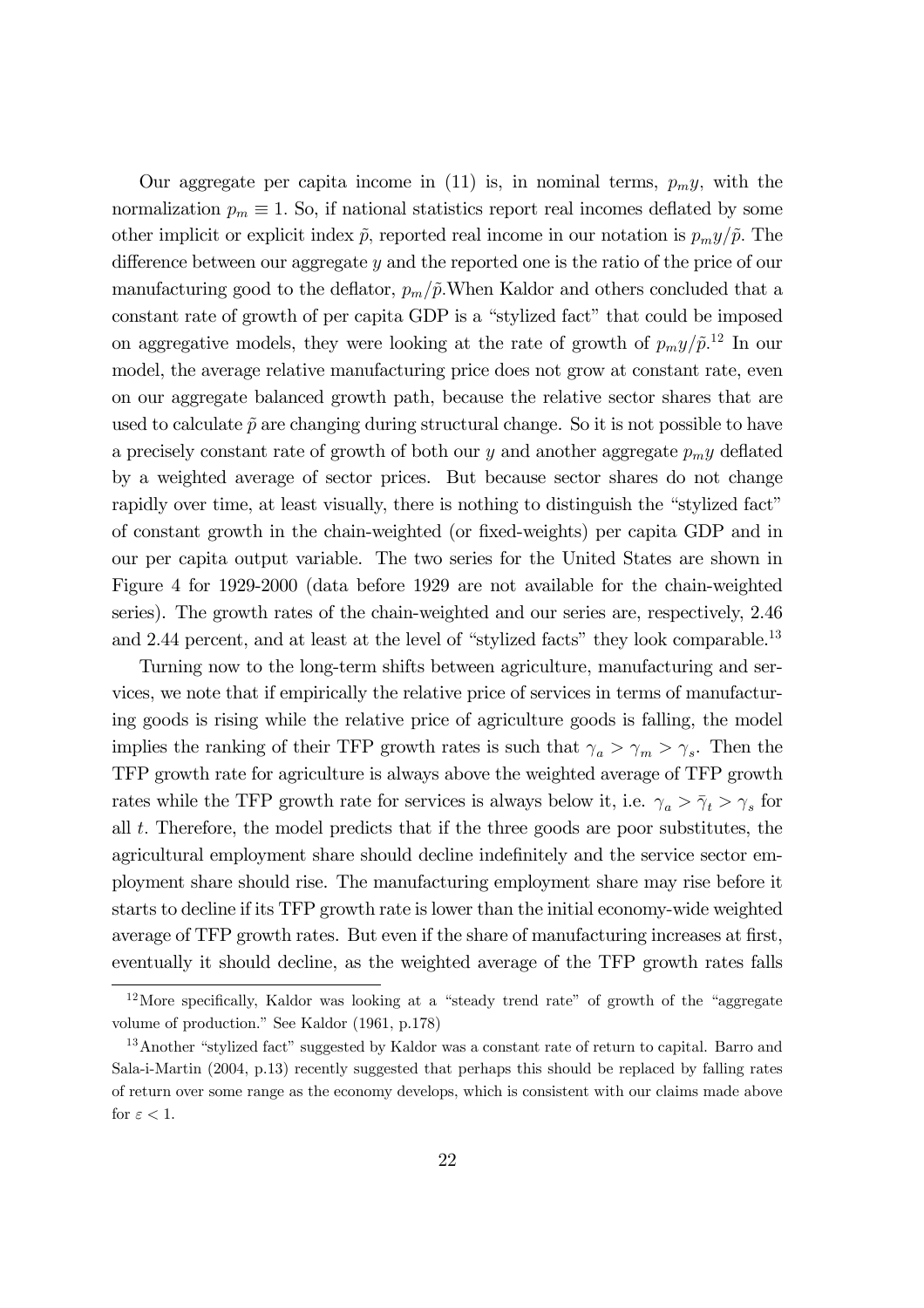Our aggregate per capita income in (11) is, in nominal terms, $p_m y$, with the normalization $p_m \equiv 1$. So, if national statistics report real incomes deflated by some other implicit or explicit index $\tilde{p}$, reported real income in our notation is $p_m y/\tilde{p}$. The difference between our aggregate $y$ and the reported one is the ratio of the price of our manufacturing good to the deflator, $p_m/\tilde{p}$.When Kaldor and others concluded that a constant rate of growth of per capita GDP is a "stylized fact" that could be imposed on aggregative models, they were looking at the rate of growth of $p_m y/\tilde{p}$.[12] In our model, the average relative manufacturing price does not grow at constant rate, even on our aggregate balanced growth path, because the relative sector shares that are used to calculate $\tilde{p}$ are changing during structural change. So it is not possible to have a precisely constant rate of growth of both our $y$ and another aggregate $p_m y$ deflated by a weighted average of sector prices. But because sector shares do not change rapidly over time, at least visually, there is nothing to distinguish the "stylized fact" of constant growth in the chain-weighted (or fixed-weights) per capita GDP and in our per capita output variable. The two series for the United States are shown in Figure 4 for 1929-2000 (data before 1929 are not available for the chain-weighted series). The growth rates of the chain-weighted and our series are, respectively, 2.46 and 2.44 percent, and at least at the level of "stylized facts" they look comparable.[13]

Turning now to the long-term shifts between agriculture, manufacturing and services, we note that if empirically the relative price of services in terms of manufacturing goods is rising while the relative price of agriculture goods is falling, the model implies the ranking of their TFP growth rates is such that $\gamma_a > \gamma_m > \gamma_s$. Then the TFP growth rate for agriculture is always above the weighted average of TFP growth rates while the TFP growth rate for services is always below it, i.e. $\gamma_a > \bar{\gamma}_t > \gamma_s$ for all $t$. Therefore, the model predicts that if the three goods are poor substitutes, the agricultural employment share should decline indefinitely and the service sector employment share should rise. The manufacturing employment share may rise before it starts to decline if its TFP growth rate is lower than the initial economy-wide weighted average of TFP growth rates. But even if the share of manufacturing increases at first, eventually it should decline, as the weighted average of the TFP growth rates falls

[12] More specifically, Kaldor was looking at a "steady trend rate" of growth of the "aggregate volume of production." See Kaldor (1961, p.178)

[13] Another "stylized fact" suggested by Kaldor was a constant rate of return to capital. Barro and Sala-i-Martin (2004, p.13) recently suggested that perhaps this should be replaced by falling rates of return over some range as the economy develops, which is consistent with our claims made above for $\varepsilon < 1$.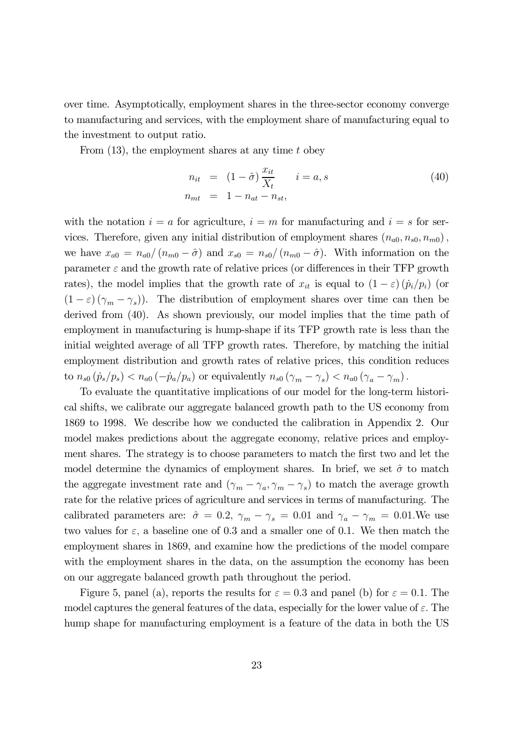over time. Asymptotically, employment shares in the three-sector economy converge to manufacturing and services, with the employment share of manufacturing equal to the investment to output ratio.

From (13), the employment shares at any time $t$ obey

$$
\begin{aligned}
n_{it} &= (1-\hat{\sigma})\frac{x_{it}}{X_t} \qquad i = a, s \\
n_{mt} &= 1 - n_{at} - n_{st},
\end{aligned}
\tag{40}
$$

with the notation $i = a$ for agriculture, $i = m$ for manufacturing and $i = s$ for services. Therefore, given any initial distribution of employment shares $(n_{a0}, n_{s0}, n_{m0})$, we have $x_{a0} = n_{a0}/(n_{m0} - \hat{\sigma})$ and $x_{s0} = n_{s0}/(n_{m0} - \hat{\sigma})$. With information on the parameter $\varepsilon$ and the growth rate of relative prices (or differences in their TFP growth rates), the model implies that the growth rate of $x_{it}$ is equal to $(1-\varepsilon)(\dot{p}_i/p_i)$ (or $(1-\varepsilon)(\gamma_m - \gamma_s)$). The distribution of employment shares over time can then be derived from (40). As shown previously, our model implies that the time path of employment in manufacturing is hump-shape if its TFP growth rate is less than the initial weighted average of all TFP growth rates. Therefore, by matching the initial employment distribution and growth rates of relative prices, this condition reduces to $n_{s0}(\dot{p}_s/p_s) < n_{a0}(-\dot{p}_a/p_a)$ or equivalently $n_{s0}(\gamma_m - \gamma_s) < n_{a0}(\gamma_a - \gamma_m)$.

To evaluate the quantitative implications of our model for the long-term historical shifts, we calibrate our aggregate balanced growth path to the US economy from 1869 to 1998. We describe how we conducted the calibration in Appendix 2. Our model makes predictions about the aggregate economy, relative prices and employment shares. The strategy is to choose parameters to match the first two and let the model determine the dynamics of employment shares. In brief, we set $\hat{\sigma}$ to match the aggregate investment rate and $(\gamma_m - \gamma_a, \gamma_m - \gamma_s)$ to match the average growth rate for the relative prices of agriculture and services in terms of manufacturing. The calibrated parameters are: $\hat{\sigma} = 0.2$, $\gamma_m - \gamma_s = 0.01$ and $\gamma_a - \gamma_m = 0.01$.We use two values for $\varepsilon$, a baseline one of 0.3 and a smaller one of 0.1. We then match the employment shares in 1869, and examine how the predictions of the model compare with the employment shares in the data, on the assumption the economy has been on our aggregate balanced growth path throughout the period.

Figure 5, panel (a), reports the results for $\varepsilon = 0.3$ and panel (b) for $\varepsilon = 0.1$. The model captures the general features of the data, especially for the lower value of $\varepsilon$. The hump shape for manufacturing employment is a feature of the data in both the US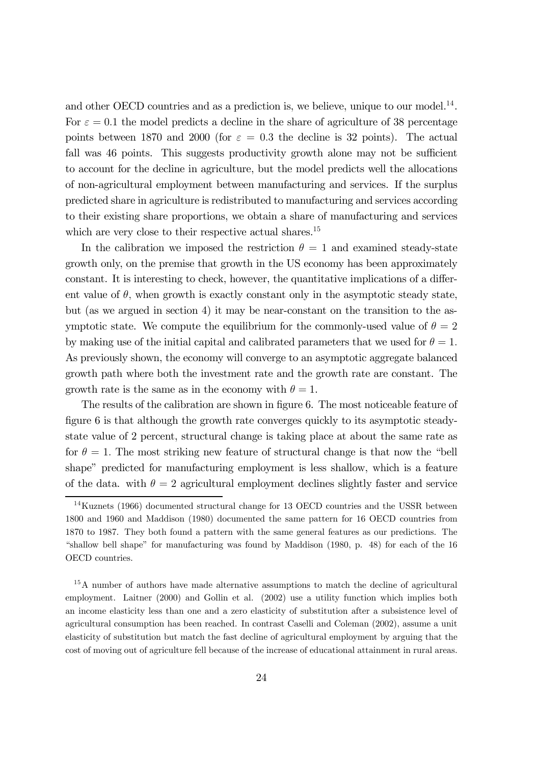and other OECD countries and as a prediction is, we believe, unique to our model.[14]. For $\varepsilon = 0.1$ the model predicts a decline in the share of agriculture of 38 percentage points between 1870 and 2000 (for $\varepsilon = 0.3$ the decline is 32 points). The actual fall was 46 points. This suggests productivity growth alone may not be sufficient to account for the decline in agriculture, but the model predicts well the allocations of non-agricultural employment between manufacturing and services. If the surplus predicted share in agriculture is redistributed to manufacturing and services according to their existing share proportions, we obtain a share of manufacturing and services which are very close to their respective actual shares.[15]

In the calibration we imposed the restriction $\theta = 1$ and examined steady-state growth only, on the premise that growth in the US economy has been approximately constant. It is interesting to check, however, the quantitative implications of a different value of $\theta$, when growth is exactly constant only in the asymptotic steady state, but (as we argued in section 4) it may be near-constant on the transition to the asymptotic state. We compute the equilibrium for the commonly-used value of $\theta = 2$ by making use of the initial capital and calibrated parameters that we used for $\theta = 1$. As previously shown, the economy will converge to an asymptotic aggregate balanced growth path where both the investment rate and the growth rate are constant. The growth rate is the same as in the economy with $\theta = 1$.

The results of the calibration are shown in figure 6. The most noticeable feature of figure 6 is that although the growth rate converges quickly to its asymptotic steady-state value of 2 percent, structural change is taking place at about the same rate as for $\theta = 1$. The most striking new feature of structural change is that now the "bell shape" predicted for manufacturing employment is less shallow, which is a feature of the data. with $\theta = 2$ agricultural employment declines slightly faster and service

[14] Kuznets (1966) documented structural change for 13 OECD countries and the USSR between 1800 and 1960 and Maddison (1980) documented the same pattern for 16 OECD countries from 1870 to 1987. They both found a pattern with the same general features as our predictions. The "shallow bell shape" for manufacturing was found by Maddison (1980, p. 48) for each of the 16 OECD countries.

[15] A number of authors have made alternative assumptions to match the decline of agricultural employment. Laitner (2000) and Gollin et al. (2002) use a utility function which implies both an income elasticity less than one and a zero elasticity of substitution after a subsistence level of agricultural consumption has been reached. In contrast Caselli and Coleman (2002), assume a unit elasticity of substitution but match the fast decline of agricultural employment by arguing that the cost of moving out of agriculture fell because of the increase of educational attainment in rural areas.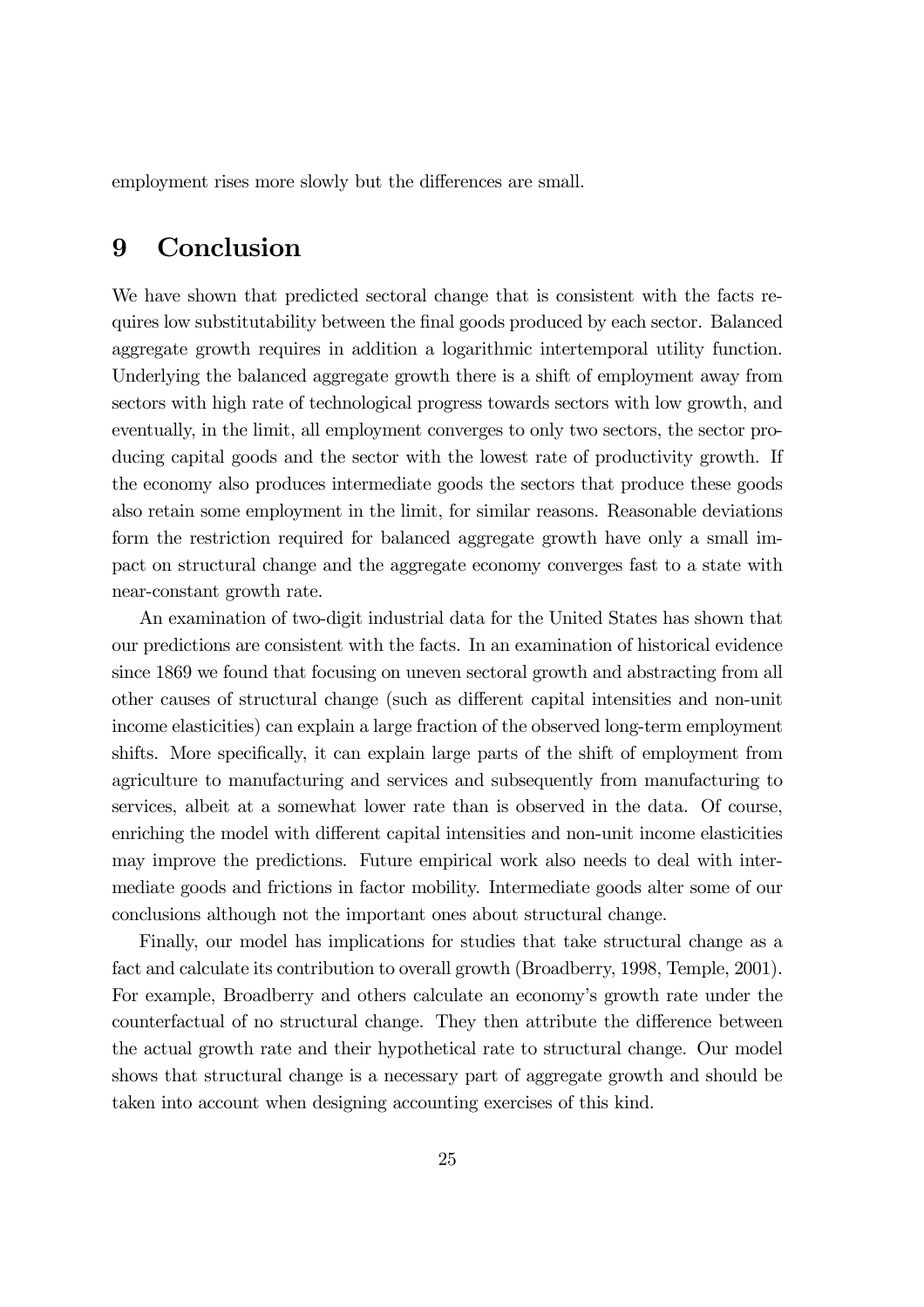employment rises more slowly but the differences are small.

# 9 Conclusion

We have shown that predicted sectoral change that is consistent with the facts requires low substitutability between the final goods produced by each sector. Balanced aggregate growth requires in addition a logarithmic intertemporal utility function. Underlying the balanced aggregate growth there is a shift of employment away from sectors with high rate of technological progress towards sectors with low growth, and eventually, in the limit, all employment converges to only two sectors, the sector producing capital goods and the sector with the lowest rate of productivity growth. If the economy also produces intermediate goods the sectors that produce these goods also retain some employment in the limit, for similar reasons. Reasonable deviations form the restriction required for balanced aggregate growth have only a small impact on structural change and the aggregate economy converges fast to a state with near-constant growth rate.

An examination of two-digit industrial data for the United States has shown that our predictions are consistent with the facts. In an examination of historical evidence since 1869 we found that focusing on uneven sectoral growth and abstracting from all other causes of structural change (such as different capital intensities and non-unit income elasticities) can explain a large fraction of the observed long-term employment shifts. More specifically, it can explain large parts of the shift of employment from agriculture to manufacturing and services and subsequently from manufacturing to services, albeit at a somewhat lower rate than is observed in the data. Of course, enriching the model with different capital intensities and non-unit income elasticities may improve the predictions. Future empirical work also needs to deal with intermediate goods and frictions in factor mobility. Intermediate goods alter some of our conclusions although not the important ones about structural change.

Finally, our model has implications for studies that take structural change as a fact and calculate its contribution to overall growth (Broadberry, 1998, Temple, 2001). For example, Broadberry and others calculate an economy's growth rate under the counterfactual of no structural change. They then attribute the difference between the actual growth rate and their hypothetical rate to structural change. Our model shows that structural change is a necessary part of aggregate growth and should be taken into account when designing accounting exercises of this kind.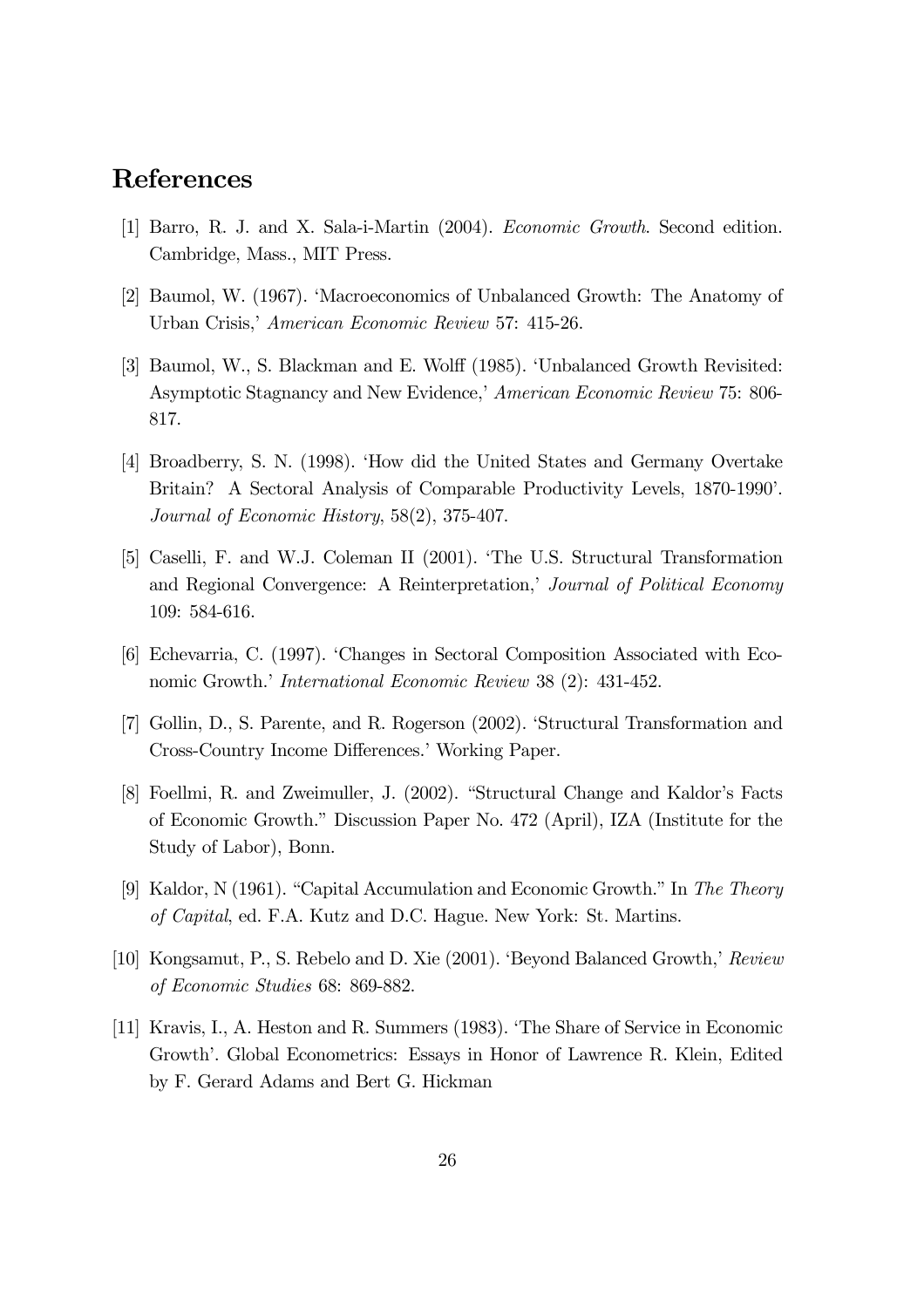# References

[1] Barro, R. J. and X. Sala-i-Martin (2004). *Economic Growth*. Second edition. Cambridge, Mass., MIT Press.

[2] Baumol, W. (1967). 'Macroeconomics of Unbalanced Growth: The Anatomy of Urban Crisis,' *American Economic Review* 57: 415-26.

[3] Baumol, W., S. Blackman and E. Wolff (1985). 'Unbalanced Growth Revisited: Asymptotic Stagnancy and New Evidence,' *American Economic Review* 75: 806-817.

[4] Broadberry, S. N. (1998). 'How did the United States and Germany Overtake Britain? A Sectoral Analysis of Comparable Productivity Levels, 1870-1990'. *Journal of Economic History*, 58(2), 375-407.

[5] Caselli, F. and W.J. Coleman II (2001). 'The U.S. Structural Transformation and Regional Convergence: A Reinterpretation,' *Journal of Political Economy* 109: 584-616.

[6] Echevarria, C. (1997). 'Changes in Sectoral Composition Associated with Economic Growth.' *International Economic Review* 38 (2): 431-452.

[7] Gollin, D., S. Parente, and R. Rogerson (2002). 'Structural Transformation and Cross-Country Income Differences.' Working Paper.

[8] Foellmi, R. and Zweimuller, J. (2002). "Structural Change and Kaldor's Facts of Economic Growth." Discussion Paper No. 472 (April), IZA (Institute for the Study of Labor), Bonn.

[9] Kaldor, N (1961). "Capital Accumulation and Economic Growth." In *The Theory of Capital*, ed. F.A. Kutz and D.C. Hague. New York: St. Martins.

[10] Kongsamut, P., S. Rebelo and D. Xie (2001). 'Beyond Balanced Growth,' *Review of Economic Studies* 68: 869-882.

[11] Kravis, I., A. Heston and R. Summers (1983). 'The Share of Service in Economic Growth'. Global Econometrics: Essays in Honor of Lawrence R. Klein, Edited by F. Gerard Adams and Bert G. Hickman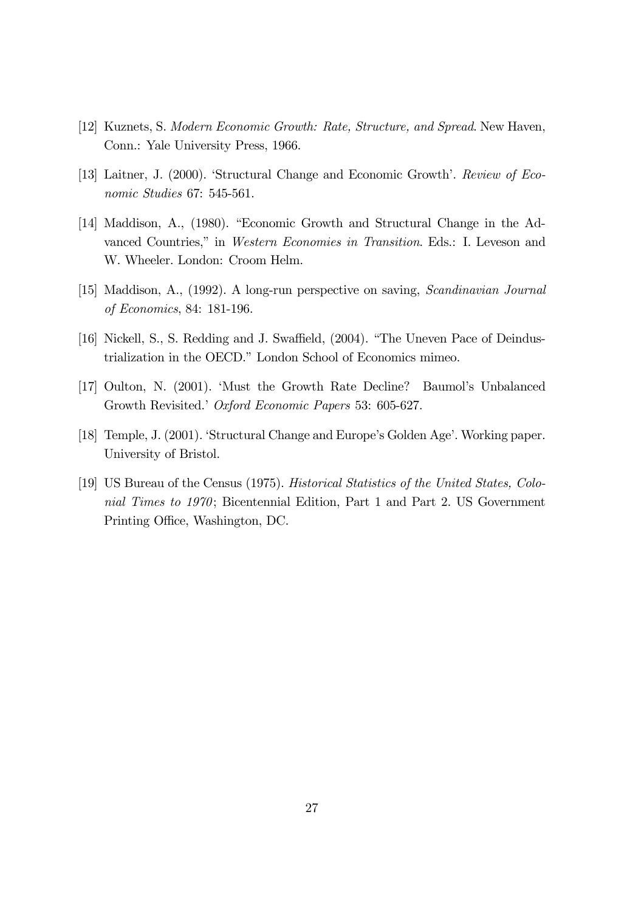[12] Kuznets, S. *Modern Economic Growth: Rate, Structure, and Spread*. New Haven, Conn.: Yale University Press, 1966.

[13] Laitner, J. (2000). 'Structural Change and Economic Growth'. *Review of Economic Studies* 67: 545-561.

[14] Maddison, A., (1980). "Economic Growth and Structural Change in the Advanced Countries," in *Western Economies in Transition*. Eds.: I. Leveson and W. Wheeler. London: Croom Helm.

[15] Maddison, A., (1992). A long-run perspective on saving, *Scandinavian Journal of Economics*, 84: 181-196.

[16] Nickell, S., S. Redding and J. Swaffield, (2004). "The Uneven Pace of Deindustrialization in the OECD." London School of Economics mimeo.

[17] Oulton, N. (2001). 'Must the Growth Rate Decline? Baumol's Unbalanced Growth Revisited.' *Oxford Economic Papers* 53: 605-627.

[18] Temple, J. (2001). 'Structural Change and Europe's Golden Age'. Working paper. University of Bristol.

[19] US Bureau of the Census (1975). *Historical Statistics of the United States, Colonial Times to 1970*; Bicentennial Edition, Part 1 and Part 2. US Government Printing Office, Washington, DC.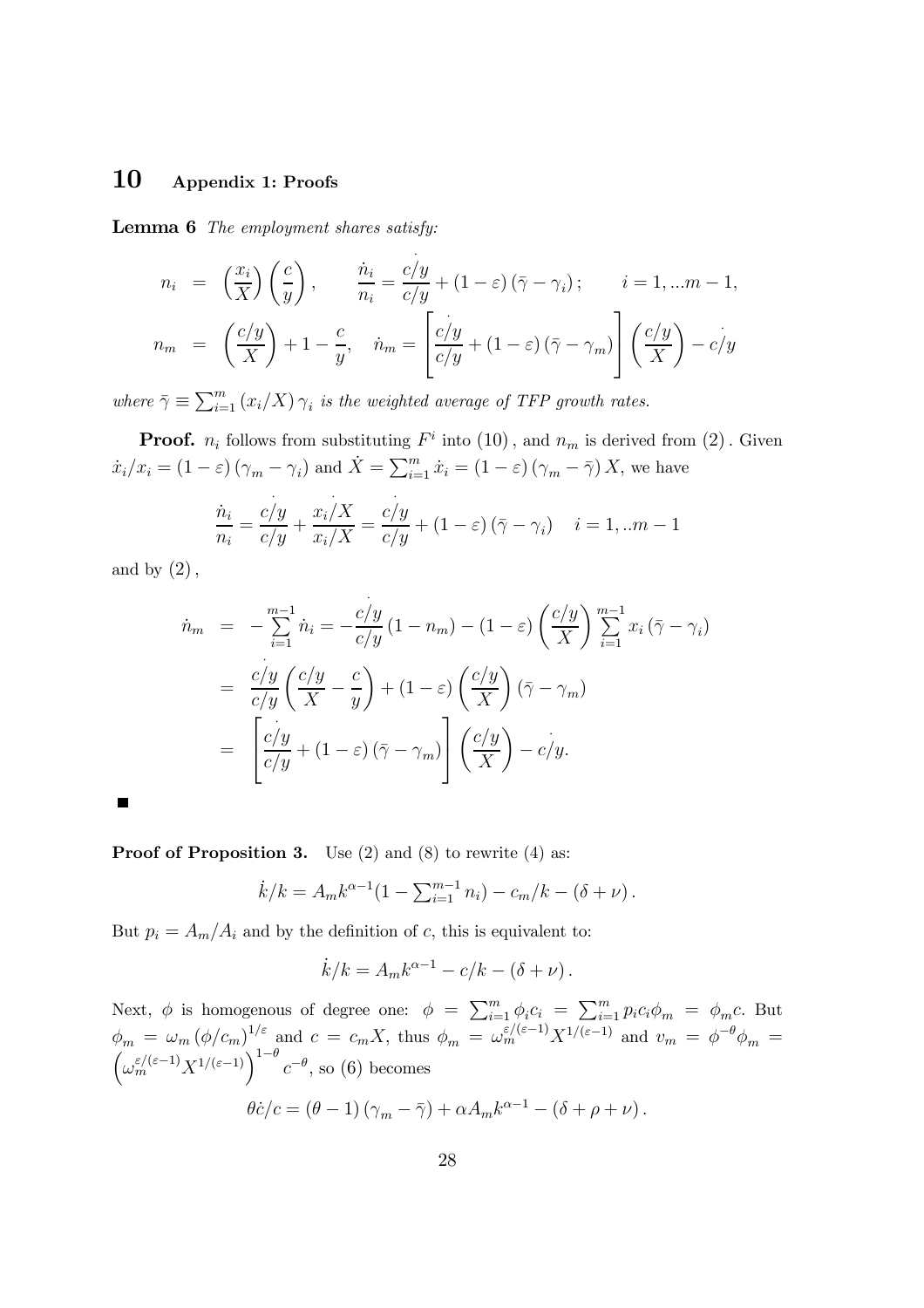# 10 Appendix 1: Proofs

**Lemma 6** *The employment shares satisfy:*

$$
\begin{aligned}
n_i &= \left(\frac{x_i}{X}\right)\left(\frac{c}{y}\right), \qquad \frac{\dot{n}_i}{n_i} = \frac{\dot{\overline{c/y}}}{c/y} + (1-\varepsilon)(\bar{\gamma} - \gamma_i); \qquad i = 1, ...m-1, \\
n_m &= \left(\frac{c/y}{X}\right) + 1 - \frac{c}{y}, \quad \dot{n}_m = \left[\frac{\dot{\overline{c/y}}}{c/y} + (1-\varepsilon)(\bar{\gamma} - \gamma_m)\right]\left(\frac{c/y}{X}\right) - \dot{\overline{c/y}}
\end{aligned}
$$

*where* $\bar{\gamma} \equiv \sum_{i=1}^{m} (x_i/X)\gamma_i$ *is the weighted average of TFP growth rates.*

**Proof.** $n_i$ follows from substituting $F^i$ into $(10)$, and $n_m$ is derived from $(2)$. Given $\dot{x}_i/x_i = (1-\varepsilon)(\gamma_m - \gamma_i)$ and $\dot{X} = \sum_{i=1}^{m} \dot{x}_i = (1-\varepsilon)(\gamma_m - \bar{\gamma})X$, we have

$$
\frac{\dot{n}_i}{n_i} = \frac{\dot{\overline{c/y}}}{c/y} + \frac{\dot{\overline{x_i/X}}}{x_i/X} = \frac{\dot{\overline{c/y}}}{c/y} + (1-\varepsilon)(\bar{\gamma} - \gamma_i) \quad i = 1, ..m-1
$$

and by $(2)$,

$$
\begin{aligned}
\dot{n}_m &= -\sum_{i=1}^{m-1} \dot{n}_i = -\frac{\dot{\overline{c/y}}}{c/y}(1 - n_m) - (1-\varepsilon)\left(\frac{c/y}{X}\right)\sum_{i=1}^{m-1} x_i(\bar{\gamma} - \gamma_i) \\
&= \frac{\dot{\overline{c/y}}}{c/y}\left(\frac{c/y}{X} - \frac{c}{y}\right) + (1-\varepsilon)\left(\frac{c/y}{X}\right)(\bar{\gamma} - \gamma_m) \\
&= \left[\frac{\dot{\overline{c/y}}}{c/y} + (1-\varepsilon)(\bar{\gamma} - \gamma_m)\right]\left(\frac{c/y}{X}\right) - \dot{\overline{c/y}}.
\end{aligned}
$$

■

**Proof of Proposition 3.** Use $(2)$ and $(8)$ to rewrite $(4)$ as:

$$
\dot{k}/k = A_m k^{\alpha-1}(1 - \textstyle\sum_{i=1}^{m-1} n_i) - c_m/k - (\delta + \nu).
$$

But $p_i = A_m/A_i$ and by the definition of $c$, this is equivalent to:

$$
\dot{k}/k = A_m k^{\alpha-1} - c/k - (\delta + \nu).
$$

Next, $\phi$ is homogenous of degree one: $\phi = \sum_{i=1}^{m} \phi_i c_i = \sum_{i=1}^{m} p_i c_i \phi_m = \phi_m c$. But $\phi_m = \omega_m (\phi/c_m)^{1/\varepsilon}$ and $c = c_m X$, thus $\phi_m = \omega_m^{\varepsilon/(\varepsilon-1)} X^{1/(\varepsilon-1)}$ and $v_m = \phi^{-\theta}\phi_m = \left(\omega_m^{\varepsilon/(\varepsilon-1)} X^{1/(\varepsilon-1)}\right)^{1-\theta} c^{-\theta}$, so $(6)$ becomes

$$
\theta\dot{c}/c = (\theta - 1)(\gamma_m - \bar{\gamma}) + \alpha A_m k^{\alpha-1} - (\delta + \rho + \nu).
$$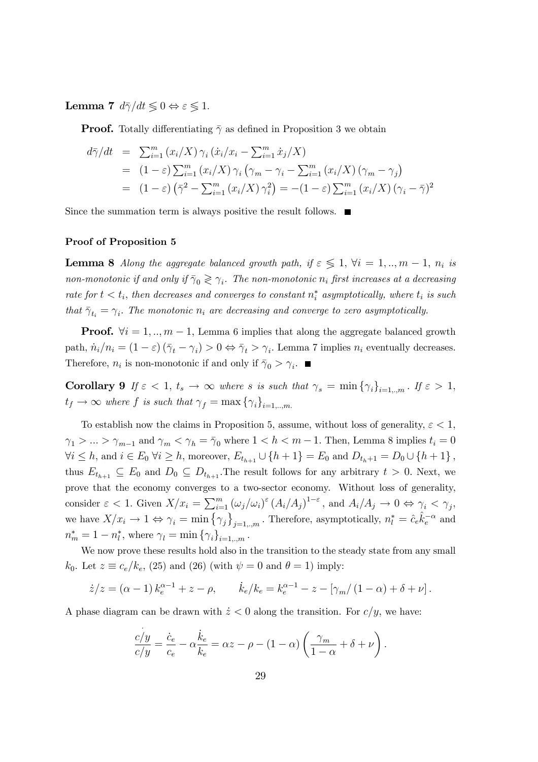**Lemma 7** $d\bar{\gamma}/dt \lesseqgtr 0 \Leftrightarrow \varepsilon \lesseqgtr 1$.

**Proof.** Totally differentiating $\bar{\gamma}$ as defined in Proposition 3 we obtain

$$
\begin{aligned}
d\bar{\gamma}/dt &= \textstyle\sum_{i=1}^{m} (x_i/X)\, \gamma_i \left( \dot{x}_i/x_i - \sum_{j=1}^{m} \dot{x}_j/X \right) \\
&= (1-\varepsilon) \textstyle\sum_{i=1}^{m} (x_i/X)\, \gamma_i \left( \gamma_m - \gamma_i - \sum_{j=1}^{m} (x_j/X) (\gamma_m - \gamma_j) \right) \\
&= (1-\varepsilon) \left( \bar{\gamma}^2 - \textstyle\sum_{i=1}^{m} (x_i/X)\, \gamma_i^2 \right) = -(1-\varepsilon) \textstyle\sum_{i=1}^{m} (x_i/X) (\gamma_i - \bar{\gamma})^2
\end{aligned}
$$

Since the summation term is always positive the result follows. ■

**Proof of Proposition 5**

**Lemma 8** *Along the aggregate balanced growth path, if* $\varepsilon \lesseqgtr 1$, $\forall i = 1,..,m-1$, $n_i$ *is non-monotonic if and only if* $\bar{\gamma}_0 \gtrless \gamma_i$. *The non-monotonic* $n_i$ *first increases at a decreasing rate for* $t < t_i$, *then decreases and converges to constant* $n_i^*$ *asymptotically, where* $t_i$ *is such that* $\bar{\gamma}_{t_i} = \gamma_i$. *The monotonic* $n_i$ *are decreasing and converge to zero asymptotically.*

**Proof.** $\forall i = 1,..,m-1$, Lemma 6 implies that along the aggregate balanced growth path, $\dot{n}_i/n_i = (1-\varepsilon)(\bar{\gamma}_t - \gamma_i) > 0 \Leftrightarrow \bar{\gamma}_t > \gamma_i$. Lemma 7 implies $n_i$ eventually decreases. Therefore, $n_i$ is non-monotonic if and only if $\bar{\gamma}_0 > \gamma_i$. ■

**Corollary 9** *If* $\varepsilon < 1$, $t_s \to \infty$ *where* $s$ *is such that* $\gamma_s = \min\{\gamma_i\}_{i=1,..,m}$. *If* $\varepsilon > 1$, $t_f \to \infty$ *where* $f$ *is such that* $\gamma_f = \max\{\gamma_i\}_{i=1,..,m}$.

To establish now the claims in Proposition 5, assume, without loss of generality, $\varepsilon < 1$, $\gamma_1 > ... > \gamma_{m-1}$ and $\gamma_m < \gamma_h = \bar{\gamma}_0$ where $1 < h < m-1$. Then, Lemma 8 implies $t_i = 0$ $\forall i \leq h$, and $i \in E_0$ $\forall i \geq h$, moreover, $E_{t_{h+1}} \cup \{h+1\} = E_0$ and $D_{t_h+1} = D_0 \cup \{h+1\}$, thus $E_{t_{h+1}} \subseteq E_0$ and $D_0 \subseteq D_{t_{h+1}}$. The result follows for any arbitrary $t > 0$. Next, we prove that the economy converges to a two-sector economy. Without loss of generality, consider $\varepsilon < 1$. Given $X/x_i = \sum_{i=1}^{m} (\omega_j/\omega_i)^{\varepsilon} (A_i/A_j)^{1-\varepsilon}$, and $A_i/A_j \to 0 \Leftrightarrow \gamma_i < \gamma_j$, we have $X/x_i \to 1 \Leftrightarrow \gamma_i = \min\{\gamma_j\}_{j=1,..,m}$. Therefore, asymptotically, $n_l^* = \hat{c}_e \hat{k}_e^{-\alpha}$ and $n_m^* = 1 - n_l^*$, where $\gamma_l = \min\{\gamma_i\}_{i=1,..,m}$.

We now prove these results hold also in the transition to the steady state from any small $k_0$. Let $z \equiv c_e/k_e$, (25) and (26) (with $\psi = 0$ and $\theta = 1$) imply:

$$
\dot{z}/z = (\alpha - 1) k_e^{\alpha-1} + z - \rho, \qquad \dot{k}_e/k_e = k_e^{\alpha-1} - z - [\gamma_m/(1-\alpha) + \delta + \nu].
$$

A phase diagram can be drawn with $\dot{z} < 0$ along the transition. For $c/y$, we have:

$$
\frac{\dot{\overline{c/y}}}{c/y} = \frac{\dot{c}_e}{c_e} - \alpha \frac{\dot{k}_e}{k_e} = \alpha z - \rho - (1-\alpha) \left( \frac{\gamma_m}{1-\alpha} + \delta + \nu \right).
$$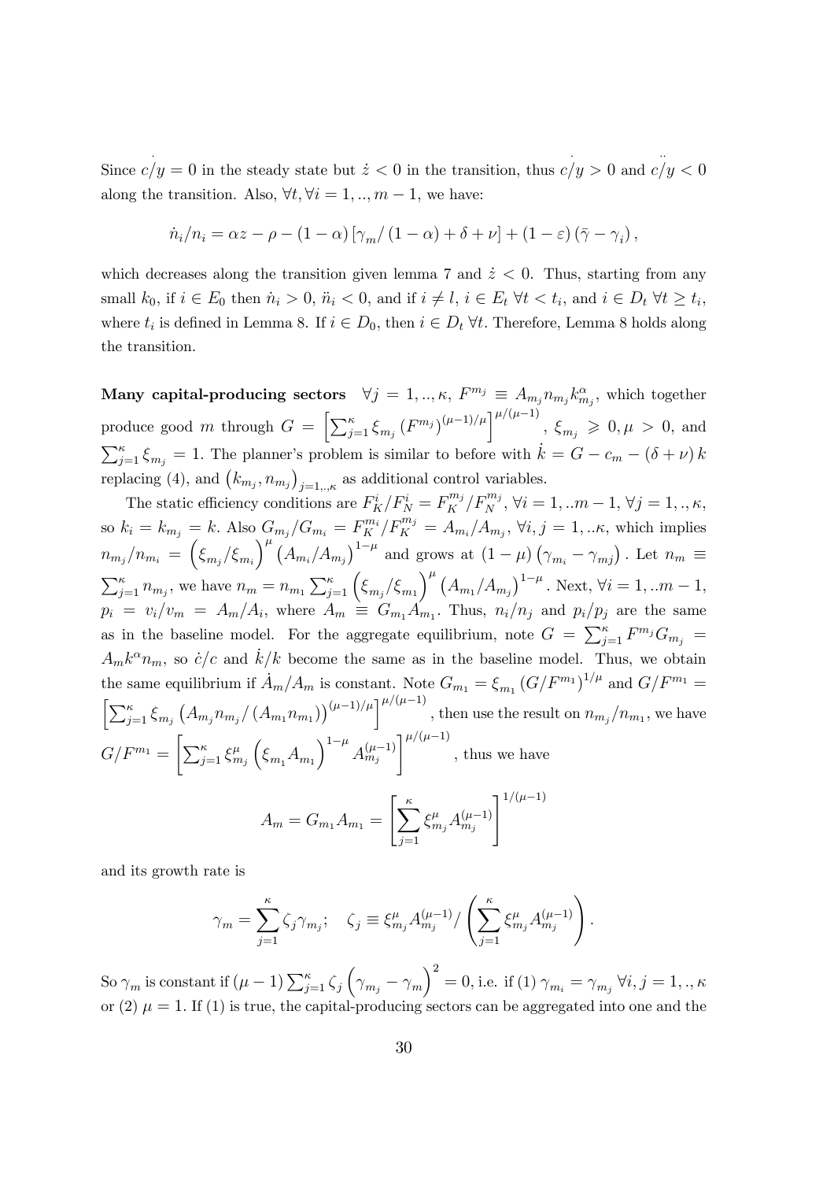Since $\dot{\overline{c/y}} = 0$ in the steady state but $\dot{z} < 0$ in the transition, thus $\dot{\overline{c/y}} > 0$ and $\ddot{\overline{c/y}} < 0$ along the transition. Also, $\forall t, \forall i = 1, .., m-1$, we have:

$$\dot{n}_i/n_i = \alpha z - \rho - (1-\alpha)\left[\gamma_m/(1-\alpha) + \delta + \nu\right] + (1-\varepsilon)\left(\bar{\gamma} - \gamma_i\right),$$

which decreases along the transition given lemma 7 and $\dot{z} < 0$. Thus, starting from any small $k_0$, if $i \in E_0$ then $\dot{n}_i > 0$, $\ddot{n}_i < 0$, and if $i \neq l$, $i \in E_t$ $\forall t < t_i$, and $i \in D_t$ $\forall t \geq t_i$, where $t_i$ is defined in Lemma 8. If $i \in D_0$, then $i \in D_t$ $\forall t$. Therefore, Lemma 8 holds along the transition.

**Many capital-producing sectors** $\forall j = 1, .., \kappa$, $F^{m_j} \equiv A_{m_j} n_{m_j} k_{m_j}^{\alpha}$, which together produce good $m$ through $G = \left[\sum_{j=1}^{\kappa} \xi_{m_j} \left(F^{m_j}\right)^{(\mu-1)/\mu}\right]^{\mu/(\mu-1)}$, $\xi_{m_j} \geqslant 0, \mu > 0$, and $\sum_{j=1}^{\kappa} \xi_{m_j} = 1$. The planner's problem is similar to before with $\dot{k} = G - c_m - (\delta+\nu) k$ replacing (4), and $\left(k_{m_j}, n_{m_j}\right)_{j=1,..,\kappa}$ as additional control variables.

The static efficiency conditions are $F_K^i/F_N^i = F_K^{m_j}/F_N^{m_j}$, $\forall i = 1, ..m-1$, $\forall j = 1, ., \kappa$, so $k_i = k_{m_j} = k$. Also $G_{m_j}/G_{m_i} = F_K^{m_i}/F_K^{m_j} = A_{m_i}/A_{m_j}$, $\forall i, j = 1, ..\kappa$, which implies $n_{m_j}/n_{m_i} = \left(\xi_{m_j}/\xi_{m_i}\right)^{\mu} \left(A_{m_i}/A_{m_j}\right)^{1-\mu}$ and grows at $(1-\mu)\left(\gamma_{m_i} - \gamma_{m_j}\right)$. Let $n_m \equiv \sum_{j=1}^{\kappa} n_{m_j}$, we have $n_m = n_{m_1} \sum_{j=1}^{\kappa} \left(\xi_{m_j}/\xi_{m_1}\right)^{\mu} \left(A_{m_1}/A_{m_j}\right)^{1-\mu}$. Next, $\forall i = 1, ..m-1$, $p_i = v_i/v_m = A_m/A_i$, where $A_m \equiv G_{m_1} A_{m_1}$. Thus, $n_i/n_j$ and $p_i/p_j$ are the same as in the baseline model. For the aggregate equilibrium, note $G = \sum_{j=1}^{\kappa} F^{m_j} G_{m_j} = A_m k^{\alpha} n_m$, so $\dot{c}/c$ and $\dot{k}/k$ become the same as in the baseline model. Thus, we obtain the same equilibrium if $\dot{A}_m/A_m$ is constant. Note $G_{m_1} = \xi_{m_1} \left(G/F^{m_1}\right)^{1/\mu}$ and $G/F^{m_1} = \left[\sum_{j=1}^{\kappa} \xi_{m_j} \left(A_{m_j} n_{m_j}/\left(A_{m_1} n_{m_1}\right)\right)^{(\mu-1)/\mu}\right]^{\mu/(\mu-1)}$, then use the result on $n_{m_j}/n_{m_1}$, we have $G/F^{m_1} = \left[\sum_{j=1}^{\kappa} \xi_{m_j}^{\mu} \left(\xi_{m_1} A_{m_1}\right)^{1-\mu} A_{m_j}^{(\mu-1)}\right]^{\mu/(\mu-1)}$, thus we have

$$A_m = G_{m_1} A_{m_1} = \left[\sum_{j=1}^{\kappa} \xi_{m_j}^{\mu} A_{m_j}^{(\mu-1)}\right]^{1/(\mu-1)}$$

and its growth rate is

$$\gamma_m = \sum_{j=1}^{\kappa} \zeta_j \gamma_{m_j}; \quad \zeta_j \equiv \xi_{m_j}^{\mu} A_{m_j}^{(\mu-1)} / \left(\sum_{j=1}^{\kappa} \xi_{m_j}^{\mu} A_{m_j}^{(\mu-1)}\right).$$

So $\gamma_m$ is constant if $(\mu-1) \sum_{j=1}^{\kappa} \zeta_j \left(\gamma_{m_j} - \gamma_m\right)^2 = 0$, i.e. if (1) $\gamma_{m_i} = \gamma_{m_j}$ $\forall i, j = 1, ., \kappa$ or (2) $\mu = 1$. If (1) is true, the capital-producing sectors can be aggregated into one and the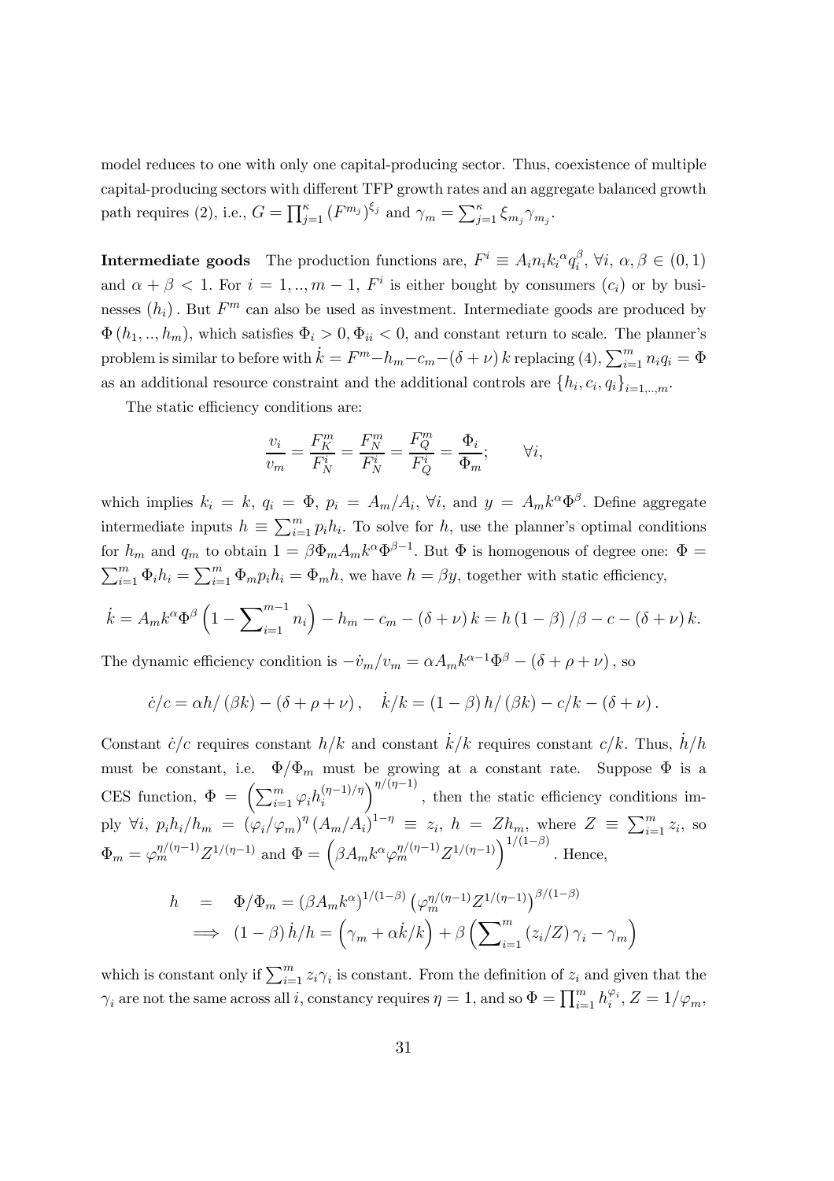model reduces to one with only one capital-producing sector. Thus, coexistence of multiple capital-producing sectors with different TFP growth rates and an aggregate balanced growth path requires (2), i.e., $G = \prod_{j=1}^{\kappa} (F^{m_j})^{\xi_j}$ and $\gamma_m = \sum_{j=1}^{\kappa} \xi_{m_j} \gamma_{m_j}$.

**Intermediate goods** The production functions are, $F^i \equiv A_i n_i k_i^{\alpha} q_i^{\beta}$, $\forall i$, $\alpha, \beta \in (0,1)$ and $\alpha + \beta < 1$. For $i = 1, .., m-1$, $F^i$ is either bought by consumers $(c_i)$ or by businesses $(h_i)$. But $F^m$ can also be used as investment. Intermediate goods are produced by $\Phi(h_1, .., h_m)$, which satisfies $\Phi_i > 0, \Phi_{ii} < 0$, and constant return to scale. The planner's problem is similar to before with $\dot{k} = F^m - h_m - c_m - (\delta + \nu) k$ replacing (4), $\sum_{i=1}^m n_i q_i = \Phi$ as an additional resource constraint and the additional controls are $\{h_i, c_i, q_i\}_{i=1,..,m}$.

The static efficiency conditions are:

$$\frac{v_i}{v_m} = \frac{F_K^m}{F_N^i} = \frac{F_N^m}{F_N^i} = \frac{F_Q^m}{F_Q^i} = \frac{\Phi_i}{\Phi_m}; \qquad \forall i,$$

which implies $k_i = k$, $q_i = \Phi$, $p_i = A_m/A_i$, $\forall i$, and $y = A_m k^{\alpha} \Phi^{\beta}$. Define aggregate intermediate inputs $h \equiv \sum_{i=1}^m p_i h_i$. To solve for $h$, use the planner's optimal conditions for $h_m$ and $q_m$ to obtain $1 = \beta \Phi_m A_m k^{\alpha} \Phi^{\beta - 1}$. But $\Phi$ is homogenous of degree one: $\Phi = \sum_{i=1}^m \Phi_i h_i = \sum_{i=1}^m \Phi_m p_i h_i = \Phi_m h$, we have $h = \beta y$, together with static efficiency,

$$\dot{k} = A_m k^{\alpha} \Phi^{\beta} \left(1 - \sum\nolimits_{i=1}^{m-1} n_i\right) - h_m - c_m - (\delta + \nu) k = h(1-\beta)/\beta - c - (\delta + \nu) k.$$

The dynamic efficiency condition is $-\dot{v}_m / v_m = \alpha A_m k^{\alpha - 1} \Phi^{\beta} - (\delta + \rho + \nu)$, so

$$\dot{c}/c = \alpha h / (\beta k) - (\delta + \rho + \nu), \quad \dot{k}/k = (1-\beta) h / (\beta k) - c/k - (\delta + \nu).$$

Constant $\dot{c}/c$ requires constant $h/k$ and constant $\dot{k}/k$ requires constant $c/k$. Thus, $\dot{h}/h$ must be constant, i.e. $\Phi/\Phi_m$ must be growing at a constant rate. Suppose $\Phi$ is a CES function, $\Phi = \left(\sum_{i=1}^m \varphi_i h_i^{(\eta-1)/\eta}\right)^{\eta/(\eta-1)}$, then the static efficiency conditions imply $\forall i$, $p_i h_i / h_m = (\varphi_i/\varphi_m)^{\eta} (A_m/A_i)^{1-\eta} \equiv z_i$, $h = Z h_m$, where $Z \equiv \sum_{i=1}^m z_i$, so $\Phi_m = \varphi_m^{\eta/(\eta-1)} Z^{1/(\eta-1)}$ and $\Phi = \left(\beta A_m k^{\alpha} \varphi_m^{\eta/(\eta-1)} Z^{1/(\eta-1)}\right)^{1/(1-\beta)}$. Hence,

$$\begin{aligned} h &= \Phi/\Phi_m = (\beta A_m k^{\alpha})^{1/(1-\beta)} \left(\varphi_m^{\eta/(\eta-1)} Z^{1/(\eta-1)}\right)^{\beta/(1-\beta)} \\ &\implies (1-\beta)\dot{h}/h = \left(\gamma_m + \alpha \dot{k}/k\right) + \beta \left(\sum\nolimits_{i=1}^m (z_i/Z) \gamma_i - \gamma_m\right) \end{aligned}$$

which is constant only if $\sum_{i=1}^m z_i \gamma_i$ is constant. From the definition of $z_i$ and given that the $\gamma_i$ are not the same across all $i$, constancy requires $\eta = 1$, and so $\Phi = \prod_{i=1}^m h_i^{\varphi_i}$, $Z = 1/\varphi_m$,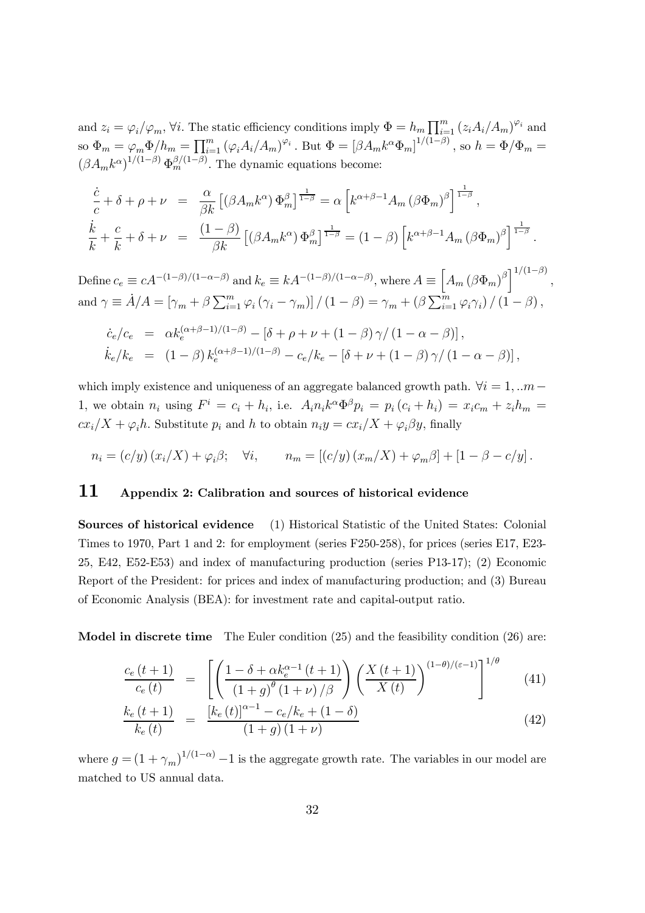and $z_i = \varphi_i/\varphi_m$, $\forall i$. The static efficiency conditions imply $\Phi = h_m \prod_{i=1}^m (z_i A_i/A_m)^{\varphi_i}$ and so $\Phi_m = \varphi_m \Phi/h_m = \prod_{i=1}^m (\varphi_i A_i/A_m)^{\varphi_i}$. But $\Phi = [\beta A_m k^\alpha \Phi_m]^{1/(1-\beta)}$, so $h = \Phi/\Phi_m = (\beta A_m k^\alpha)^{1/(1-\beta)} \Phi_m^{\beta/(1-\beta)}$. The dynamic equations become:

$$
\begin{aligned}
\frac{\dot{c}}{c} + \delta + \rho + \nu &= \frac{\alpha}{\beta k} \left[ (\beta A_m k^\alpha) \Phi_m^\beta \right]^{\frac{1}{1-\beta}} = \alpha \left[ k^{\alpha+\beta-1} A_m (\beta \Phi_m)^\beta \right]^{\frac{1}{1-\beta}}, \\
\frac{\dot{k}}{k} + \frac{c}{k} + \delta + \nu &= \frac{(1-\beta)}{\beta k} \left[ (\beta A_m k^\alpha) \Phi_m^\beta \right]^{\frac{1}{1-\beta}} = (1-\beta) \left[ k^{\alpha+\beta-1} A_m (\beta \Phi_m)^\beta \right]^{\frac{1}{1-\beta}}.
\end{aligned}
$$

Define $c_e \equiv c A^{-(1-\beta)/(1-\alpha-\beta)}$ and $k_e \equiv k A^{-(1-\beta)/(1-\alpha-\beta)}$, where $A \equiv \left[ A_m (\beta \Phi_m)^\beta \right]^{1/(1-\beta)}$, and $\gamma \equiv \dot{A}/A = \left[ \gamma_m + \beta \sum_{i=1}^m \varphi_i (\gamma_i - \gamma_m) \right] / (1-\beta) = \gamma_m + \left( \beta \sum_{i=1}^m \varphi_i \gamma_i \right) / (1-\beta)$,

$$
\begin{aligned}
\dot{c}_e / c_e &= \alpha k_e^{(\alpha+\beta-1)/(1-\beta)} - \left[ \delta + \rho + \nu + (1-\beta) \gamma / (1-\alpha-\beta) \right], \\
\dot{k}_e / k_e &= (1-\beta) k_e^{(\alpha+\beta-1)/(1-\beta)} - c_e/k_e - \left[ \delta + \nu + (1-\beta) \gamma / (1-\alpha-\beta) \right],
\end{aligned}
$$

which imply existence and uniqueness of an aggregate balanced growth path. $\forall i = 1, ..m-1$, we obtain $n_i$ using $F^i = c_i + h_i$, i.e. $A_i n_i k^\alpha \Phi^\beta p_i = p_i (c_i + h_i) = x_i c_m + z_i h_m = c x_i / X + \varphi_i h$. Substitute $p_i$ and $h$ to obtain $n_i y = c x_i / X + \varphi_i \beta y$, finally

$$
n_i = (c/y)(x_i/X) + \varphi_i \beta; \quad \forall i, \qquad n_m = \left[ (c/y)(x_m/X) + \varphi_m \beta \right] + \left[ 1 - \beta - c/y \right].
$$

# 11 Appendix 2: Calibration and sources of historical evidence

**Sources of historical evidence** (1) Historical Statistic of the United States: Colonial Times to 1970, Part 1 and 2: for employment (series F250-258), for prices (series E17, E23-25, E42, E52-E53) and index of manufacturing production (series P13-17); (2) Economic Report of the President: for prices and index of manufacturing production; and (3) Bureau of Economic Analysis (BEA): for investment rate and capital-output ratio.

**Model in discrete time** The Euler condition (25) and the feasibility condition (26) are:

$$
\frac{c_e(t+1)}{c_e(t)} = \left[ \left( \frac{1 - \delta + \alpha k_e^{\alpha-1}(t+1)}{(1+g)^\theta (1+\nu)/\beta} \right) \left( \frac{X(t+1)}{X(t)} \right)^{(1-\theta)/(\varepsilon-1)} \right]^{1/\theta} \tag{41}
$$

$$
\frac{k_e(t+1)}{k_e(t)} = \frac{[k_e(t)]^{\alpha-1} - c_e/k_e + (1-\delta)}{(1+g)(1+\nu)} \tag{42}
$$

where $g = (1+\gamma_m)^{1/(1-\alpha)} - 1$ is the aggregate growth rate. The variables in our model are matched to US annual data.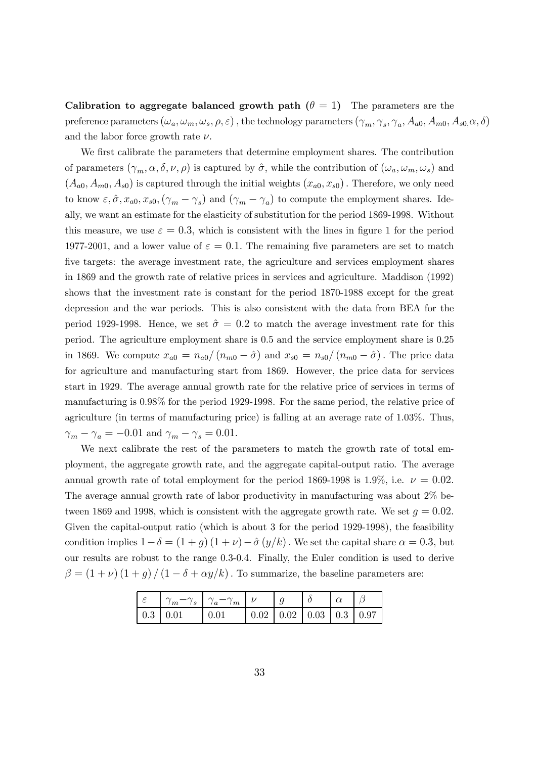**Calibration to aggregate balanced growth path ($\theta = 1$)** The parameters are the preference parameters $(\omega_a, \omega_m, \omega_s, \rho, \varepsilon)$ , the technology parameters $(\gamma_m, \gamma_s, \gamma_a, A_{a0}, A_{m0}, A_{s0,}\alpha, \delta)$ and the labor force growth rate $\nu$.

We first calibrate the parameters that determine employment shares. The contribution of parameters $(\gamma_m, \alpha, \delta, \nu, \rho)$ is captured by $\hat{\sigma}$, while the contribution of $(\omega_a, \omega_m, \omega_s)$ and $(A_{a0}, A_{m0}, A_{s0})$ is captured through the initial weights $(x_{a0}, x_{s0})$ . Therefore, we only need to know $\varepsilon, \hat{\sigma}, x_{a0}, x_{s0}, (\gamma_m - \gamma_s)$ and $(\gamma_m - \gamma_a)$ to compute the employment shares. Ideally, we want an estimate for the elasticity of substitution for the period 1869-1998. Without this measure, we use $\varepsilon = 0.3$, which is consistent with the lines in figure 1 for the period 1977-2001, and a lower value of $\varepsilon = 0.1$. The remaining five parameters are set to match five targets: the average investment rate, the agriculture and services employment shares in 1869 and the growth rate of relative prices in services and agriculture. Maddison (1992) shows that the investment rate is constant for the period 1870-1988 except for the great depression and the war periods. This is also consistent with the data from BEA for the period 1929-1998. Hence, we set $\hat{\sigma} = 0.2$ to match the average investment rate for this period. The agriculture employment share is 0.5 and the service employment share is 0.25 in 1869. We compute $x_{a0} = n_{a0}/ (n_{m0} - \hat{\sigma})$ and $x_{s0} = n_{s0}/ (n_{m0} - \hat{\sigma})$ . The price data for agriculture and manufacturing start from 1869. However, the price data for services start in 1929. The average annual growth rate for the relative price of services in terms of manufacturing is 0.98% for the period 1929-1998. For the same period, the relative price of agriculture (in terms of manufacturing price) is falling at an average rate of 1.03%. Thus, $\gamma_m - \gamma_a = -0.01$ and $\gamma_m - \gamma_s = 0.01$.

We next calibrate the rest of the parameters to match the growth rate of total employment, the aggregate growth rate, and the aggregate capital-output ratio. The average annual growth rate of total employment for the period 1869-1998 is 1.9%, i.e. $\nu = 0.02$. The average annual growth rate of labor productivity in manufacturing was about 2% between 1869 and 1998, which is consistent with the aggregate growth rate. We set $g = 0.02$. Given the capital-output ratio (which is about 3 for the period 1929-1998), the feasibility condition implies $1 - \delta = (1 + g)(1 + \nu) - \hat{\sigma}(y/k)$ . We set the capital share $\alpha = 0.3$, but our results are robust to the range 0.3-0.4. Finally, the Euler condition is used to derive $\beta = (1 + \nu)(1 + g) / (1 - \delta + \alpha y/k)$ . To summarize, the baseline parameters are:

| $\varepsilon$ | $\gamma_m - \gamma_s$ | $\gamma_a - \gamma_m$ | $\nu$ | $g$ | $\delta$ | $\alpha$ | $\beta$ |
|---|---|---|---|---|---|---|---|
| 0.3 | 0.01 | 0.01 | 0.02 | 0.02 | 0.03 | 0.3 | 0.97 |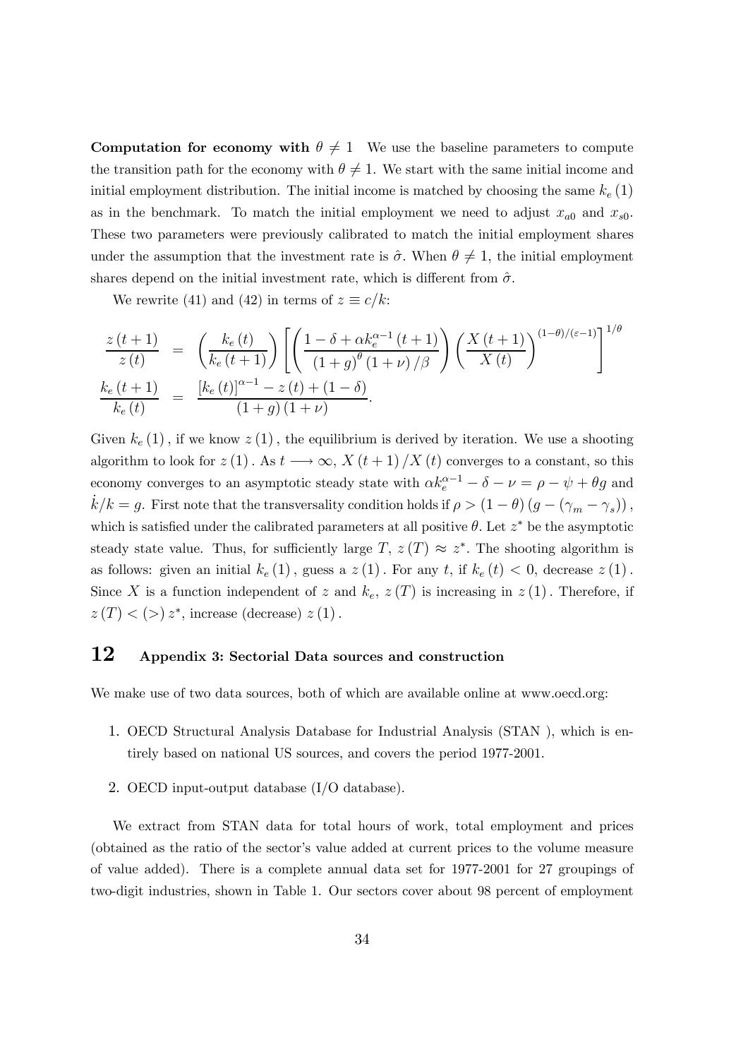**Computation for economy with $\theta \neq 1$** We use the baseline parameters to compute the transition path for the economy with $\theta \neq 1$. We start with the same initial income and initial employment distribution. The initial income is matched by choosing the same $k_e(1)$ as in the benchmark. To match the initial employment we need to adjust $x_{a0}$ and $x_{s0}$. These two parameters were previously calibrated to match the initial employment shares under the assumption that the investment rate is $\hat{\sigma}$. When $\theta \neq 1$, the initial employment shares depend on the initial investment rate, which is different from $\hat{\sigma}$.

We rewrite (41) and (42) in terms of $z \equiv c/k$:

$$\frac{z(t+1)}{z(t)} = \left(\frac{k_e(t)}{k_e(t+1)}\right)\left[\left(\frac{1-\delta+\alpha k_e^{\alpha-1}(t+1)}{(1+g)^{\theta}(1+\nu)/\beta}\right)\left(\frac{X(t+1)}{X(t)}\right)^{(1-\theta)/(\varepsilon-1)}\right]^{1/\theta}$$

$$\frac{k_e(t+1)}{k_e(t)} = \frac{[k_e(t)]^{\alpha-1} - z(t) + (1-\delta)}{(1+g)(1+\nu)}.$$

Given $k_e(1)$, if we know $z(1)$, the equilibrium is derived by iteration. We use a shooting algorithm to look for $z(1)$. As $t \longrightarrow \infty$, $X(t+1)/X(t)$ converges to a constant, so this economy converges to an asymptotic steady state with $\alpha k_e^{\alpha-1} - \delta - \nu = \rho - \psi + \theta g$ and $\dot{k}/k = g$. First note that the transversality condition holds if $\rho > (1-\theta)(g - (\gamma_m - \gamma_s))$, which is satisfied under the calibrated parameters at all positive $\theta$. Let $z^*$ be the asymptotic steady state value. Thus, for sufficiently large $T$, $z(T) \approx z^*$. The shooting algorithm is as follows: given an initial $k_e(1)$, guess a $z(1)$. For any $t$, if $k_e(t) < 0$, decrease $z(1)$. Since $X$ is a function independent of $z$ and $k_e$, $z(T)$ is increasing in $z(1)$. Therefore, if $z(T) < (>)\, z^*$, increase (decrease) $z(1)$.

# 12 Appendix 3: Sectorial Data sources and construction

We make use of two data sources, both of which are available online at www.oecd.org:

1. OECD Structural Analysis Database for Industrial Analysis (STAN ), which is entirely based on national US sources, and covers the period 1977-2001.
2. OECD input-output database (I/O database).

We extract from STAN data for total hours of work, total employment and prices (obtained as the ratio of the sector's value added at current prices to the volume measure of value added). There is a complete annual data set for 1977-2001 for 27 groupings of two-digit industries, shown in Table 1. Our sectors cover about 98 percent of employment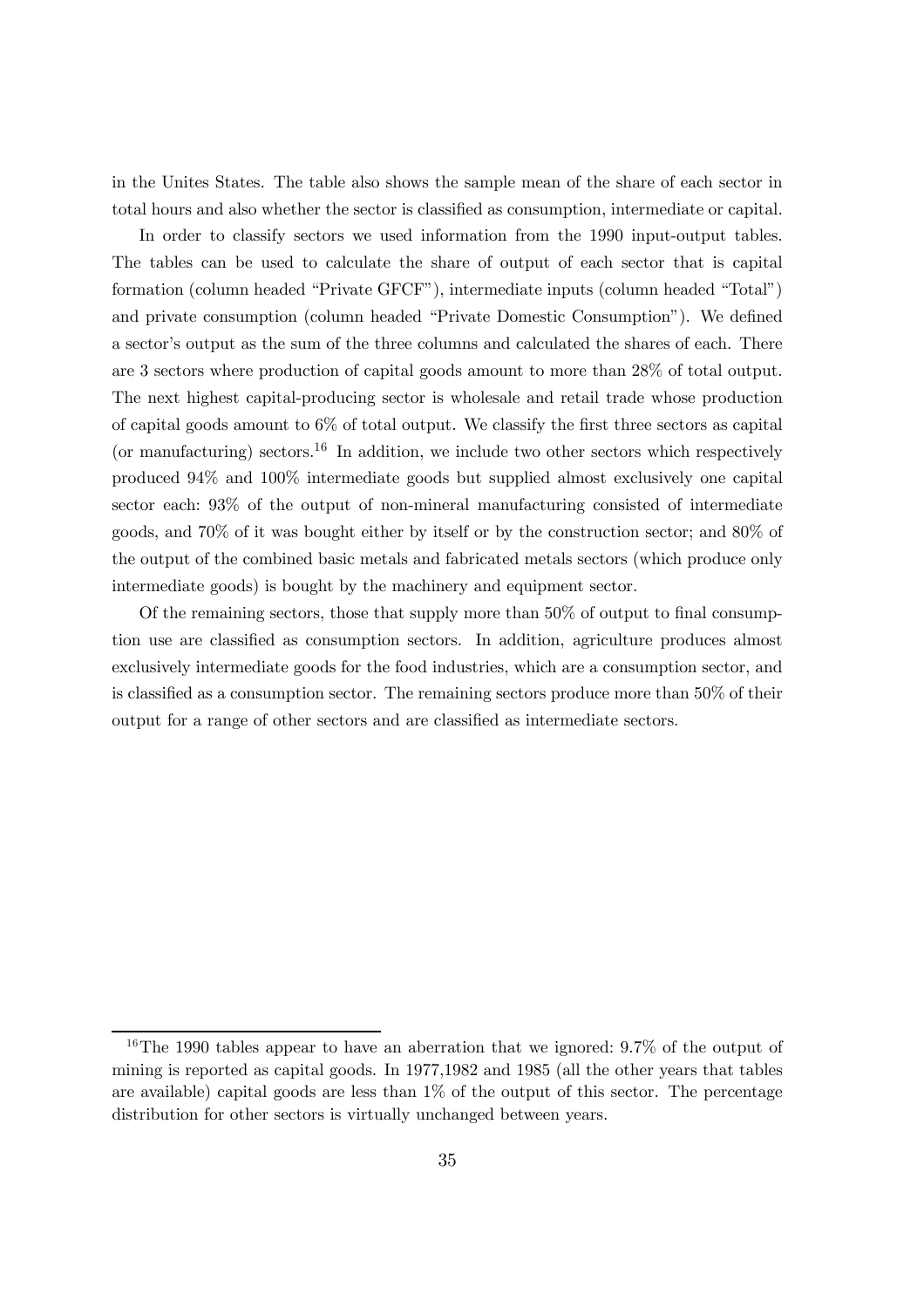in the Unites States. The table also shows the sample mean of the share of each sector in total hours and also whether the sector is classified as consumption, intermediate or capital.

In order to classify sectors we used information from the 1990 input-output tables. The tables can be used to calculate the share of output of each sector that is capital formation (column headed "Private GFCF"), intermediate inputs (column headed "Total") and private consumption (column headed "Private Domestic Consumption"). We defined a sector's output as the sum of the three columns and calculated the shares of each. There are 3 sectors where production of capital goods amount to more than 28% of total output. The next highest capital-producing sector is wholesale and retail trade whose production of capital goods amount to 6% of total output. We classify the first three sectors as capital (or manufacturing) sectors.[16] In addition, we include two other sectors which respectively produced 94% and 100% intermediate goods but supplied almost exclusively one capital sector each: 93% of the output of non-mineral manufacturing consisted of intermediate goods, and 70% of it was bought either by itself or by the construction sector; and 80% of the output of the combined basic metals and fabricated metals sectors (which produce only intermediate goods) is bought by the machinery and equipment sector.

Of the remaining sectors, those that supply more than 50% of output to final consumption use are classified as consumption sectors. In addition, agriculture produces almost exclusively intermediate goods for the food industries, which are a consumption sector, and is classified as a consumption sector. The remaining sectors produce more than 50% of their output for a range of other sectors and are classified as intermediate sectors.

[16] The 1990 tables appear to have an aberration that we ignored: 9.7% of the output of mining is reported as capital goods. In 1977,1982 and 1985 (all the other years that tables are available) capital goods are less than 1% of the output of this sector. The percentage distribution for other sectors is virtually unchanged between years.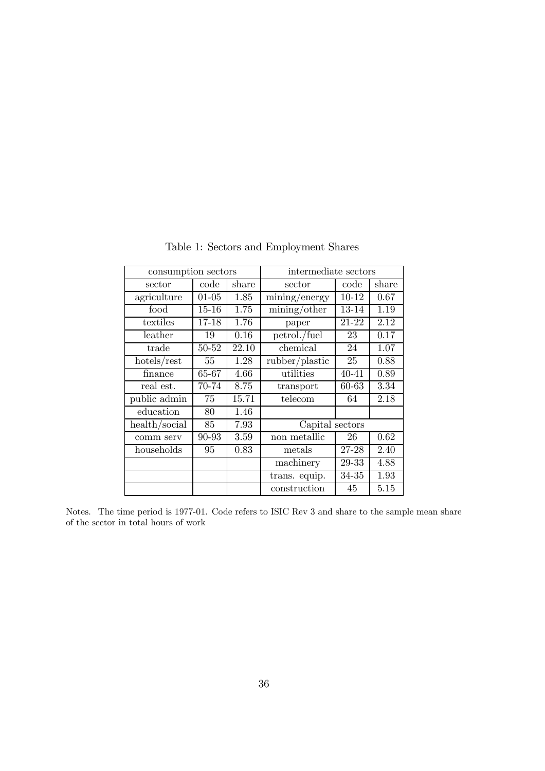Table 1: Sectors and Employment Shares

| consumption sectors | | | intermediate sectors | | |
|---|---|---|---|---|---|
| sector | code | share | sector | code | share |
| agriculture | 01-05 | 1.85 | mining/energy | 10-12 | 0.67 |
| food | 15-16 | 1.75 | mining/other | 13-14 | 1.19 |
| textiles | 17-18 | 1.76 | paper | 21-22 | 2.12 |
| leather | 19 | 0.16 | petrol./fuel | 23 | 0.17 |
| trade | 50-52 | 22.10 | chemical | 24 | 1.07 |
| hotels/rest | 55 | 1.28 | rubber/plastic | 25 | 0.88 |
| finance | 65-67 | 4.66 | utilities | 40-41 | 0.89 |
| real est. | 70-74 | 8.75 | transport | 60-63 | 3.34 |
| public admin | 75 | 15.71 | telecom | 64 | 2.18 |
| education | 80 | 1.46 | | | |
| health/social | 85 | 7.93 | Capital sectors | | |
| comm serv | 90-93 | 3.59 | non metallic | 26 | 0.62 |
| households | 95 | 0.83 | metals | 27-28 | 2.40 |
| | | | machinery | 29-33 | 4.88 |
| | | | trans. equip. | 34-35 | 1.93 |
| | | | construction | 45 | 5.15 |

Notes. The time period is 1977-01. Code refers to ISIC Rev 3 and share to the sample mean share of the sector in total hours of work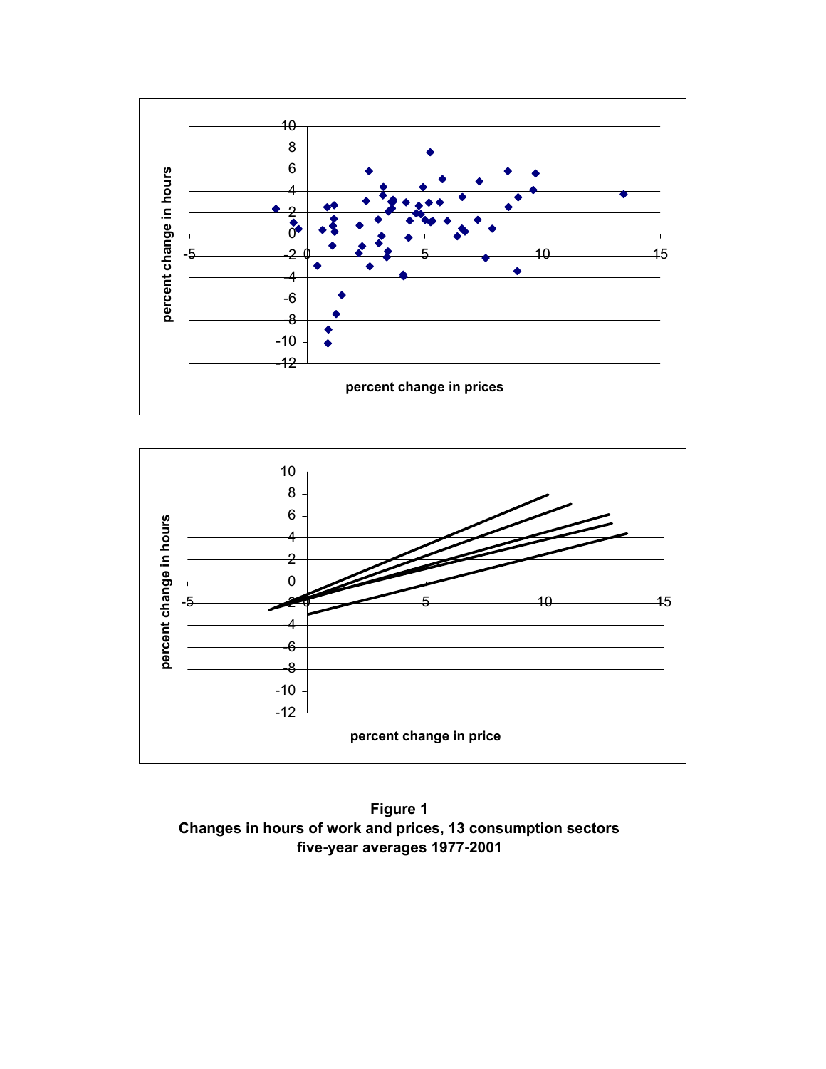**Figure 1**
**Changes in hours of work and prices, 13 consumption sectors**
**five-year averages 1977-2001**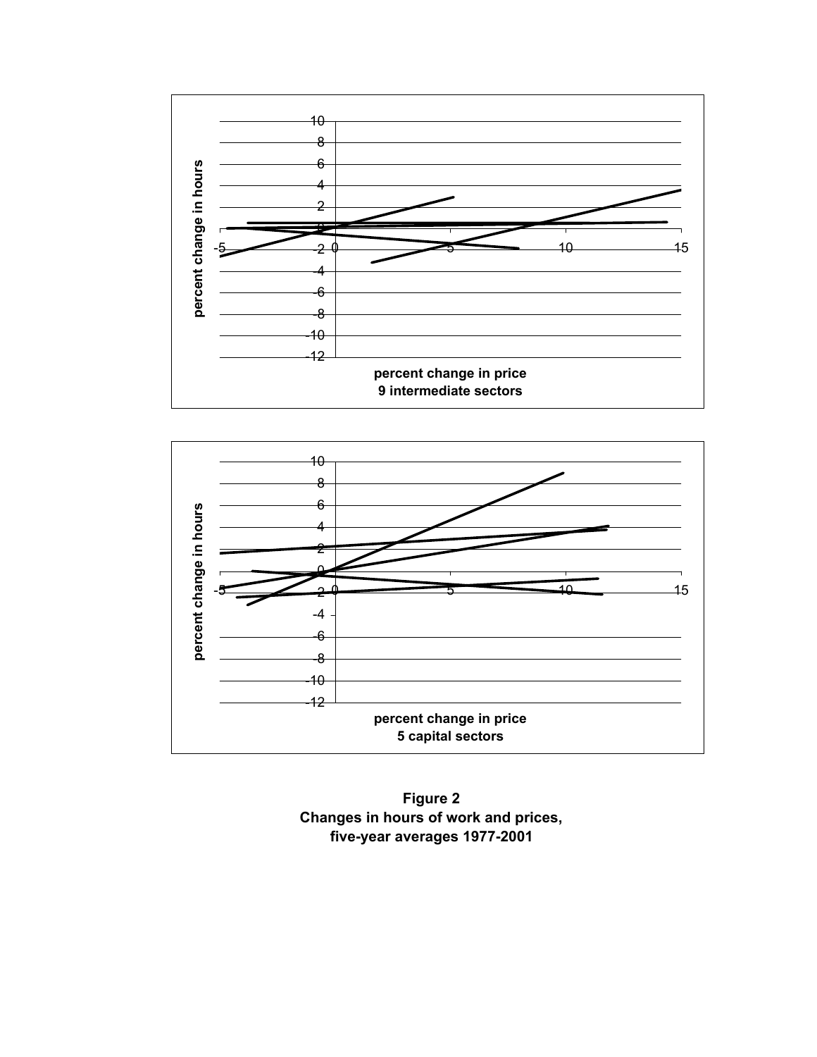**Figure 2**
**Changes in hours of work and prices,**
**five-year averages 1977-2001**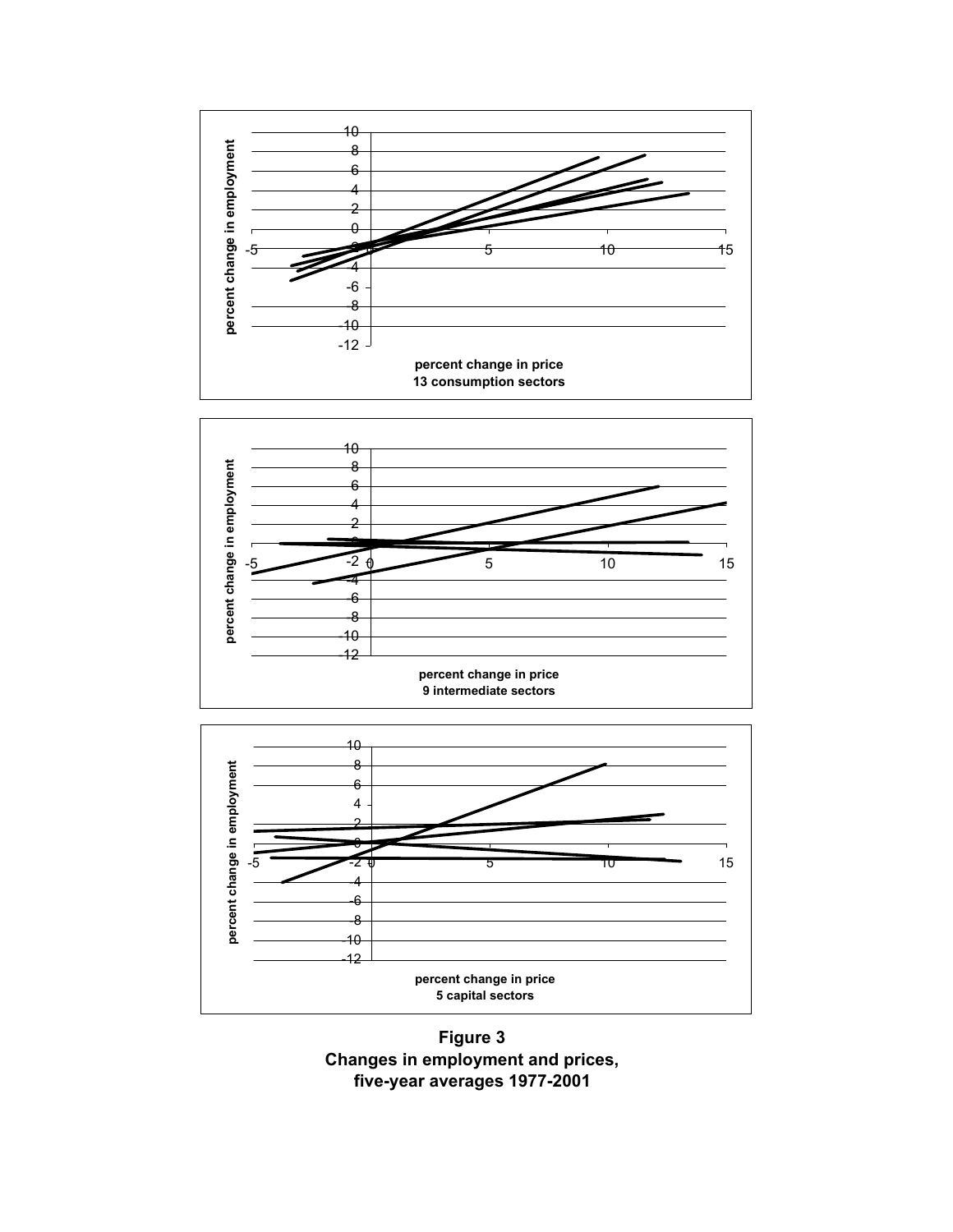**Figure 3**
**Changes in employment and prices, five-year averages 1977-2001**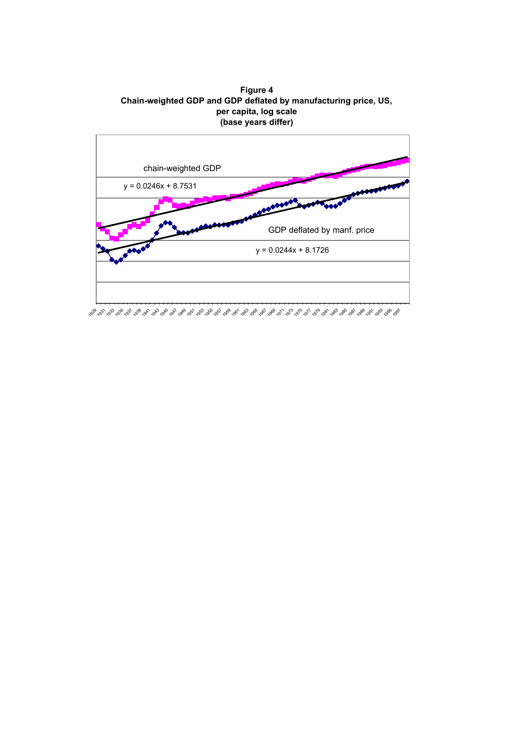**Figure 4**
**Chain-weighted GDP and GDP deflated by manufacturing price, US, per capita, log scale**
**(base years differ)**

chain-weighted GDP

$y = 0.0246x + 8.7531$

GDP deflated by manf. price

$y = 0.0244x + 8.1726$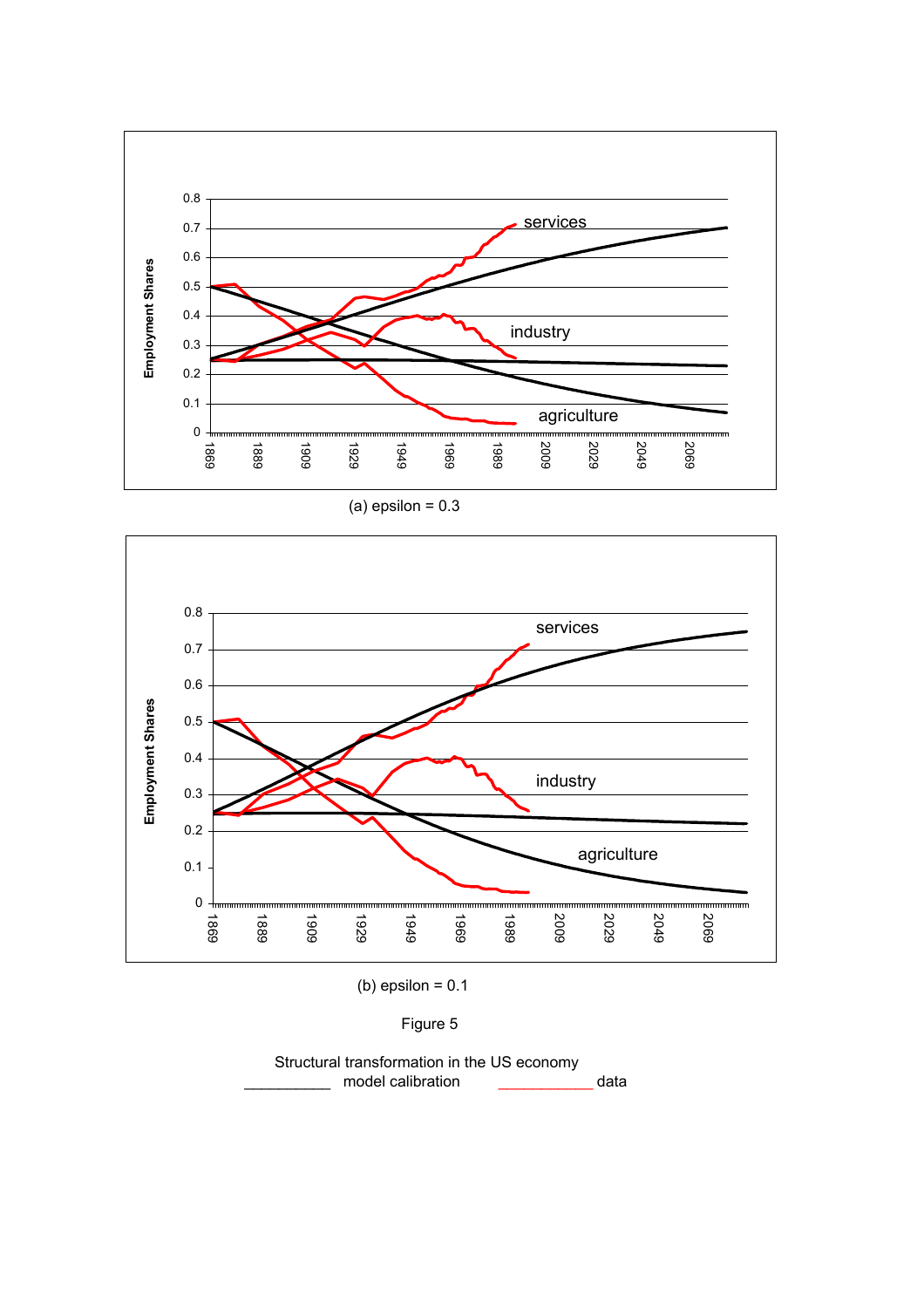(a) epsilon = 0.3

(b) epsilon = 0.1

Figure 5

Structural transformation in the US economy

__________ model calibration ___________ data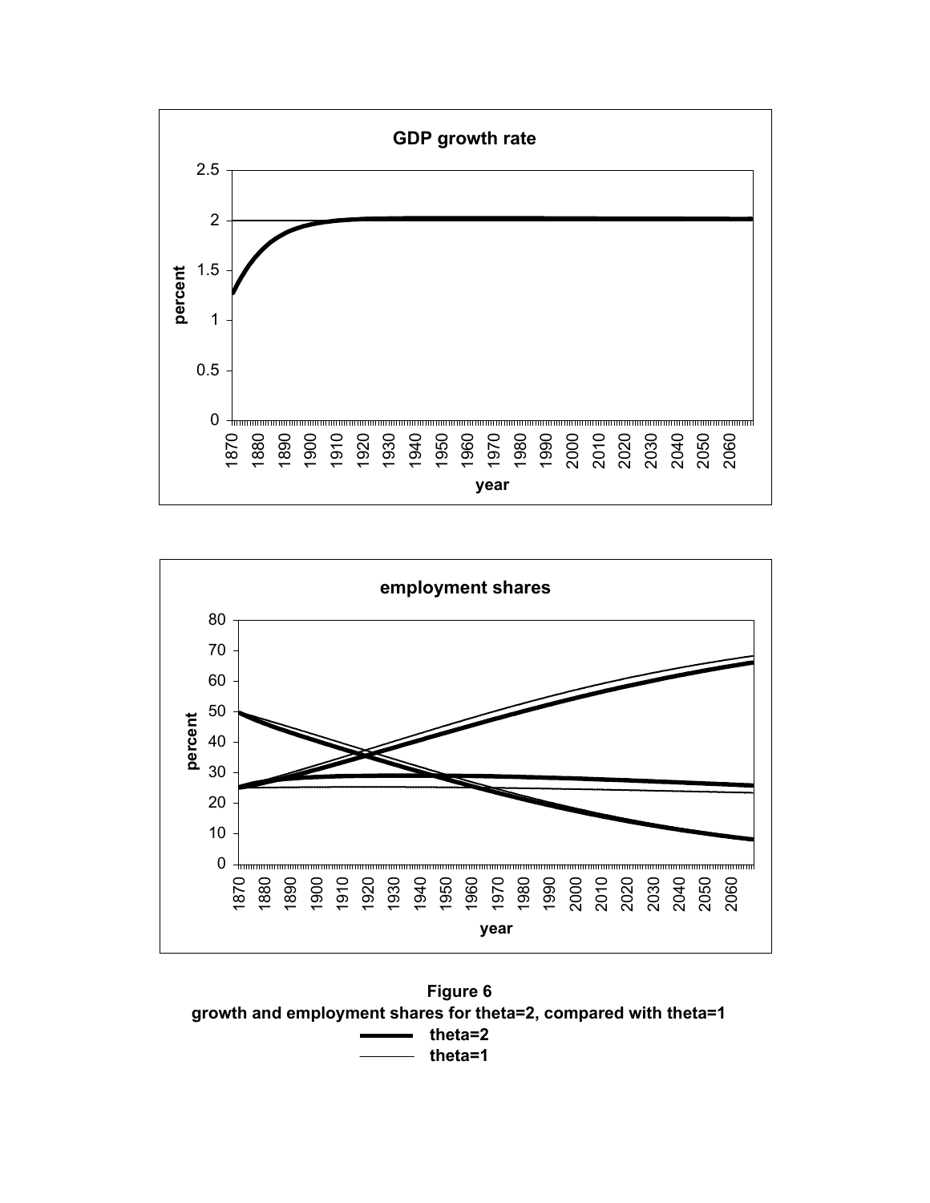GDP growth rate

2.5
2
1.5
1
0.5
0

percent

1870
1880
1890
1900
1910
1920
1930
1940
1950
1960
1970
1980
1990
2000
2010
2020
2030
2040
2050
2060

year

employment shares

80
70
60
50
40
30
20
10
0

percent

1870
1880
1890
1900
1910
1920
1930
1940
1950
1960
1970
1980
1990
2000
2010
2020
2030
2040
2050
2060

year

**Figure 6**

**growth and employment shares for theta=2, compared with theta=1**

**theta=2**

**theta=1**